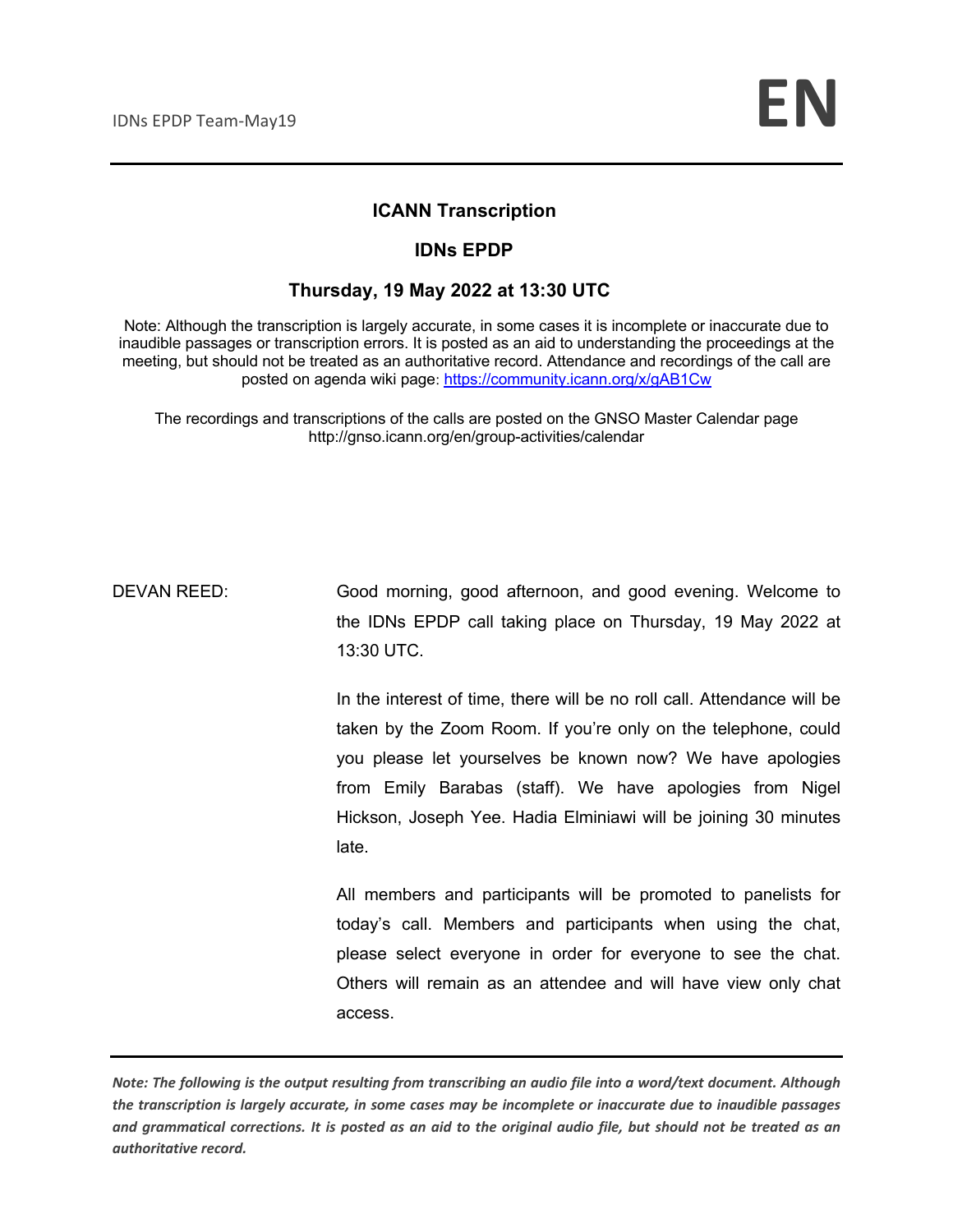## ICANN Transcription

## IDNs EPDP

## Thursday, 19 May 2022 at 13:30 UTC

Note: Although the transcription is largely accurate, in some cases it is incomplete or inaccurate due to inaudible passages or transcription errors. It is posted as an aid to understanding the proceedings at the meeting, but should not be treated as an authoritative record. Attendance and recordings of the call are posted on agenda wiki page: https://community.icann.org/x/gAB1Cw

The recordings and transcriptions of the calls are posted on the GNSO Master Calendar page http://gnso.icann.org/en/group-activities/calendar

DEVAN REED: Good morning, good afternoon, and good evening. Welcome to the IDNs EPDP call taking place on Thursday, 19 May 2022 at 13:30 UTC.

In the interest of time, there will be no roll call. Attendance will be taken by the Zoom Room. If you're only on the telephone, could you please let yourselves be known now? We have apologies from Emily Barabas (staff). We have apologies from Nigel Hickson, Joseph Yee. Hadia Elminiawi will be joining 30 minutes late.

All members and participants will be promoted to panelists for today's call. Members and participants when using the chat, please select everyone in order for everyone to see the chat. Others will remain as an attendee and will have view only chat access.

*Note: The following is the output resulting from transcribing an audio file into a word/text document. Although the transcription is largely accurate, in some cases may be incomplete or inaccurate due to inaudible passages and grammatical corrections. It is posted as an aid to the original audio file, but should not be treated as an authoritative record.*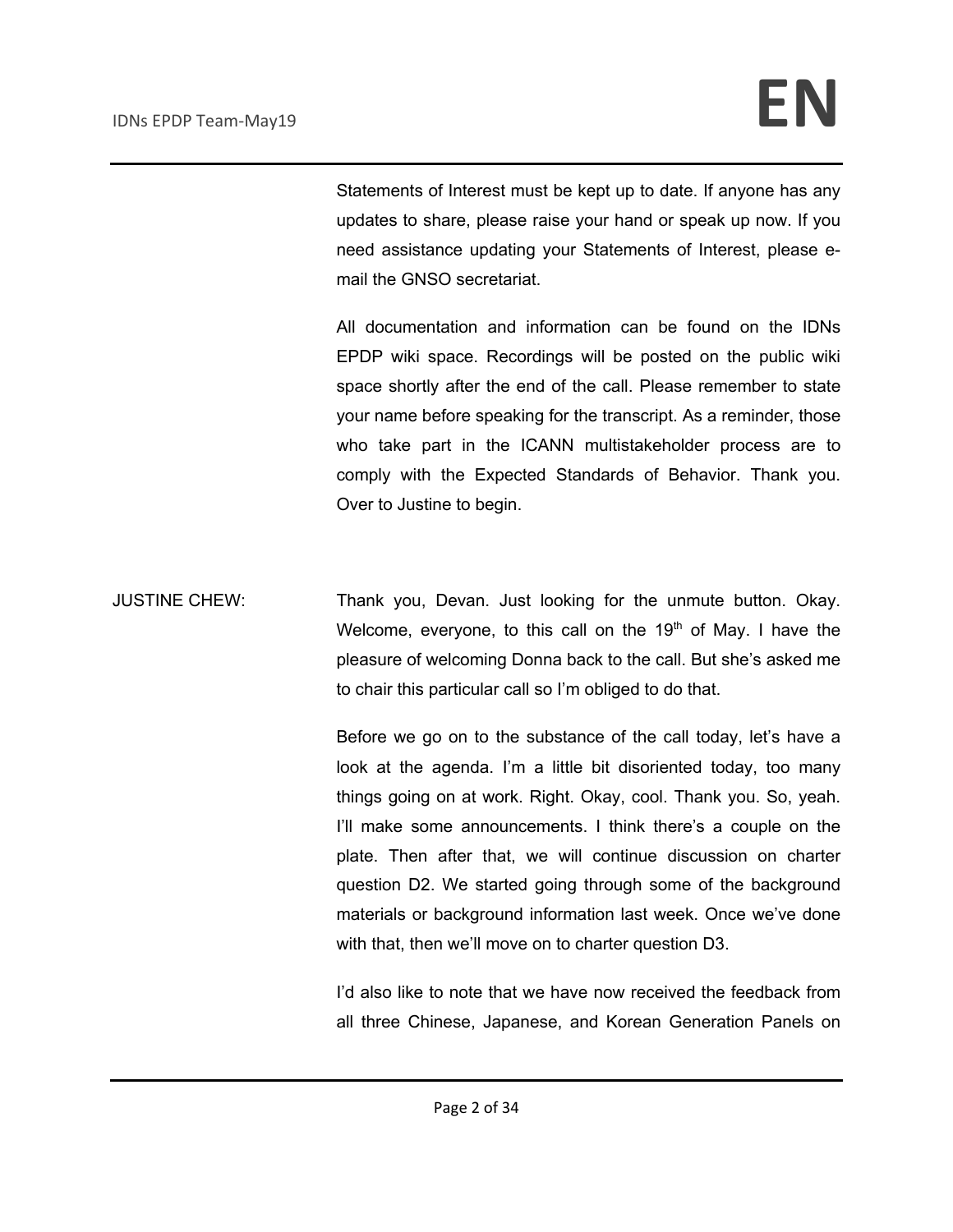Statements of Interest must be kept up to date. If anyone has any updates to share, please raise your hand or speak up now. If you need assistance updating your Statements of Interest, please e-mail the GNSO secretariat.

All documentation and information can be found on the IDNs EPDP wiki space. Recordings will be posted on the public wiki space shortly after the end of the call. Please remember to state your name before speaking for the transcript. As a reminder, those who take part in the ICANN multistakeholder process are to comply with the Expected Standards of Behavior. Thank you. Over to Justine to begin.

JUSTINE CHEW: Thank you, Devan. Just looking for the unmute button. Okay. Welcome, everyone, to this call on the 19th of May. I have the pleasure of welcoming Donna back to the call. But she's asked me to chair this particular call so I'm obliged to do that.

Before we go on to the substance of the call today, let's have a look at the agenda. I'm a little bit disoriented today, too many things going on at work. Right. Okay, cool. Thank you. So, yeah. I'll make some announcements. I think there's a couple on the plate. Then after that, we will continue discussion on charter question D2. We started going through some of the background materials or background information last week. Once we've done with that, then we'll move on to charter question D3.

I'd also like to note that we have now received the feedback from all three Chinese, Japanese, and Korean Generation Panels on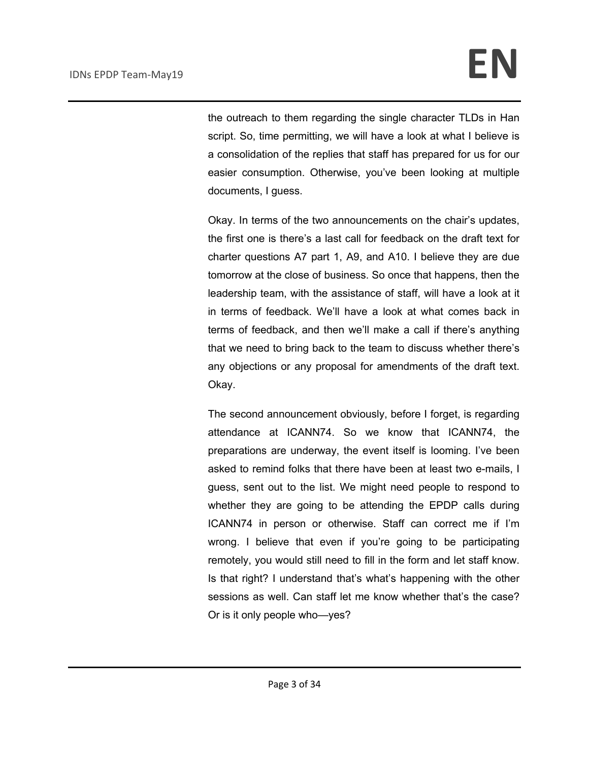the outreach to them regarding the single character TLDs in Han script. So, time permitting, we will have a look at what I believe is a consolidation of the replies that staff has prepared for us for our easier consumption. Otherwise, you've been looking at multiple documents, I guess.

Okay. In terms of the two announcements on the chair's updates, the first one is there's a last call for feedback on the draft text for charter questions A7 part 1, A9, and A10. I believe they are due tomorrow at the close of business. So once that happens, then the leadership team, with the assistance of staff, will have a look at it in terms of feedback. We'll have a look at what comes back in terms of feedback, and then we'll make a call if there's anything that we need to bring back to the team to discuss whether there's any objections or any proposal for amendments of the draft text. Okay.

The second announcement obviously, before I forget, is regarding attendance at ICANN74. So we know that ICANN74, the preparations are underway, the event itself is looming. I've been asked to remind folks that there have been at least two e-mails, I guess, sent out to the list. We might need people to respond to whether they are going to be attending the EPDP calls during ICANN74 in person or otherwise. Staff can correct me if I'm wrong. I believe that even if you're going to be participating remotely, you would still need to fill in the form and let staff know. Is that right? I understand that's what's happening with the other sessions as well. Can staff let me know whether that's the case? Or is it only people who—yes?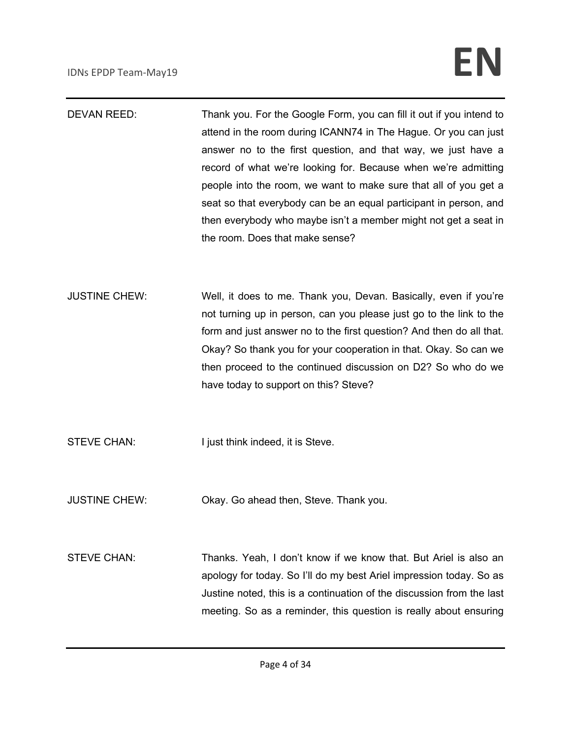DEVAN REED: Thank you. For the Google Form, you can fill it out if you intend to attend in the room during ICANN74 in The Hague. Or you can just answer no to the first question, and that way, we just have a record of what we're looking for. Because when we're admitting people into the room, we want to make sure that all of you get a seat so that everybody can be an equal participant in person, and then everybody who maybe isn't a member might not get a seat in the room. Does that make sense?

JUSTINE CHEW: Well, it does to me. Thank you, Devan. Basically, even if you're not turning up in person, can you please just go to the link to the form and just answer no to the first question? And then do all that. Okay? So thank you for your cooperation in that. Okay. So can we then proceed to the continued discussion on D2? So who do we have today to support on this? Steve?

STEVE CHAN: I just think indeed, it is Steve.

JUSTINE CHEW: Okay. Go ahead then, Steve. Thank you.

STEVE CHAN: Thanks. Yeah, I don't know if we know that. But Ariel is also an apology for today. So I'll do my best Ariel impression today. So as Justine noted, this is a continuation of the discussion from the last meeting. So as a reminder, this question is really about ensuring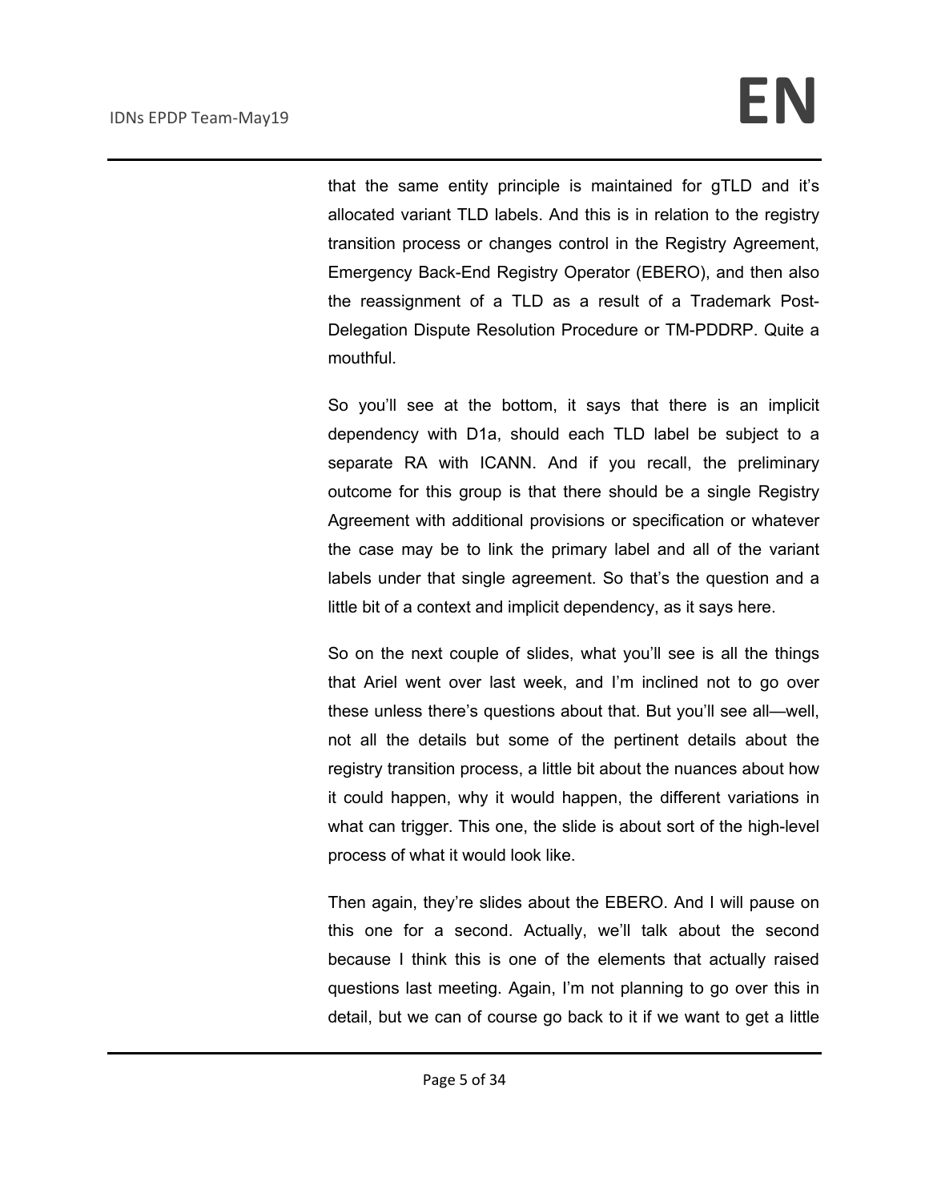that the same entity principle is maintained for gTLD and it's allocated variant TLD labels. And this is in relation to the registry transition process or changes control in the Registry Agreement, Emergency Back-End Registry Operator (EBERO), and then also the reassignment of a TLD as a result of a Trademark Post-Delegation Dispute Resolution Procedure or TM-PDDRP. Quite a mouthful.

So you'll see at the bottom, it says that there is an implicit dependency with D1a, should each TLD label be subject to a separate RA with ICANN. And if you recall, the preliminary outcome for this group is that there should be a single Registry Agreement with additional provisions or specification or whatever the case may be to link the primary label and all of the variant labels under that single agreement. So that's the question and a little bit of a context and implicit dependency, as it says here.

So on the next couple of slides, what you'll see is all the things that Ariel went over last week, and I'm inclined not to go over these unless there's questions about that. But you'll see all—well, not all the details but some of the pertinent details about the registry transition process, a little bit about the nuances about how it could happen, why it would happen, the different variations in what can trigger. This one, the slide is about sort of the high-level process of what it would look like.

Then again, they're slides about the EBERO. And I will pause on this one for a second. Actually, we'll talk about the second because I think this is one of the elements that actually raised questions last meeting. Again, I'm not planning to go over this in detail, but we can of course go back to it if we want to get a little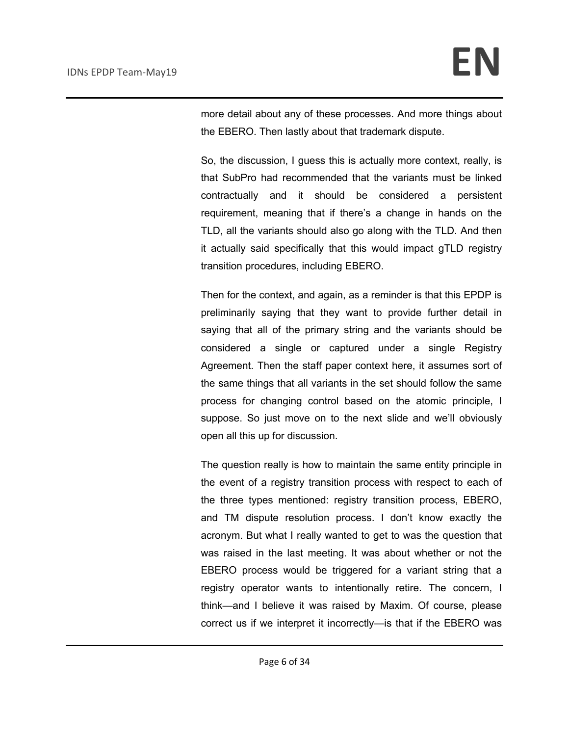more detail about any of these processes. And more things about the EBERO. Then lastly about that trademark dispute.

So, the discussion, I guess this is actually more context, really, is that SubPro had recommended that the variants must be linked contractually and it should be considered a persistent requirement, meaning that if there's a change in hands on the TLD, all the variants should also go along with the TLD. And then it actually said specifically that this would impact gTLD registry transition procedures, including EBERO.

Then for the context, and again, as a reminder is that this EPDP is preliminarily saying that they want to provide further detail in saying that all of the primary string and the variants should be considered a single or captured under a single Registry Agreement. Then the staff paper context here, it assumes sort of the same things that all variants in the set should follow the same process for changing control based on the atomic principle, I suppose. So just move on to the next slide and we'll obviously open all this up for discussion.

The question really is how to maintain the same entity principle in the event of a registry transition process with respect to each of the three types mentioned: registry transition process, EBERO, and TM dispute resolution process. I don't know exactly the acronym. But what I really wanted to get to was the question that was raised in the last meeting. It was about whether or not the EBERO process would be triggered for a variant string that a registry operator wants to intentionally retire. The concern, I think—and I believe it was raised by Maxim. Of course, please correct us if we interpret it incorrectly—is that if the EBERO was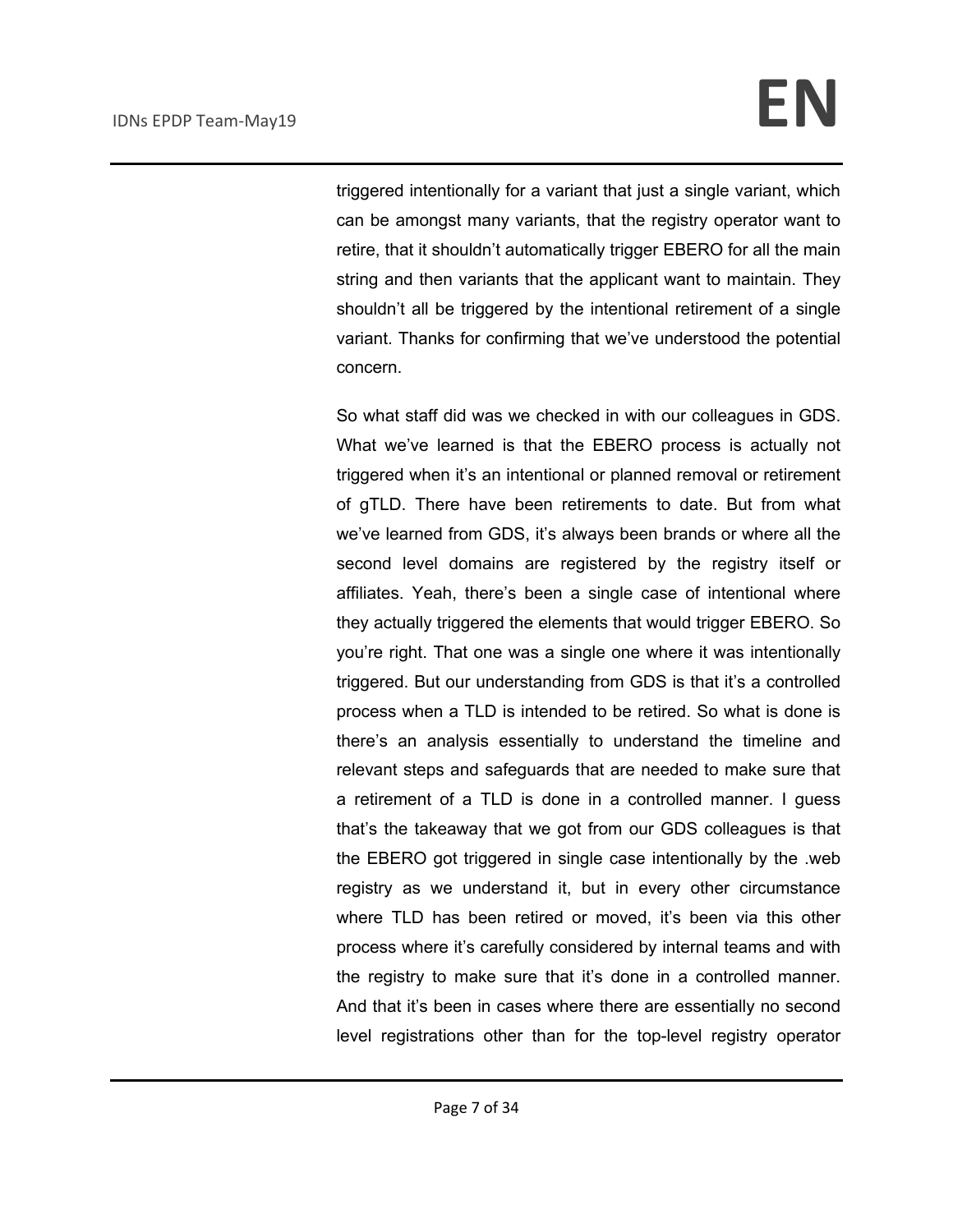triggered intentionally for a variant that just a single variant, which can be amongst many variants, that the registry operator want to retire, that it shouldn't automatically trigger EBERO for all the main string and then variants that the applicant want to maintain. They shouldn't all be triggered by the intentional retirement of a single variant. Thanks for confirming that we've understood the potential concern.

So what staff did was we checked in with our colleagues in GDS. What we've learned is that the EBERO process is actually not triggered when it's an intentional or planned removal or retirement of gTLD. There have been retirements to date. But from what we've learned from GDS, it's always been brands or where all the second level domains are registered by the registry itself or affiliates. Yeah, there's been a single case of intentional where they actually triggered the elements that would trigger EBERO. So you're right. That one was a single one where it was intentionally triggered. But our understanding from GDS is that it's a controlled process when a TLD is intended to be retired. So what is done is there's an analysis essentially to understand the timeline and relevant steps and safeguards that are needed to make sure that a retirement of a TLD is done in a controlled manner. I guess that's the takeaway that we got from our GDS colleagues is that the EBERO got triggered in single case intentionally by the .web registry as we understand it, but in every other circumstance where TLD has been retired or moved, it's been via this other process where it's carefully considered by internal teams and with the registry to make sure that it's done in a controlled manner. And that it's been in cases where there are essentially no second level registrations other than for the top-level registry operator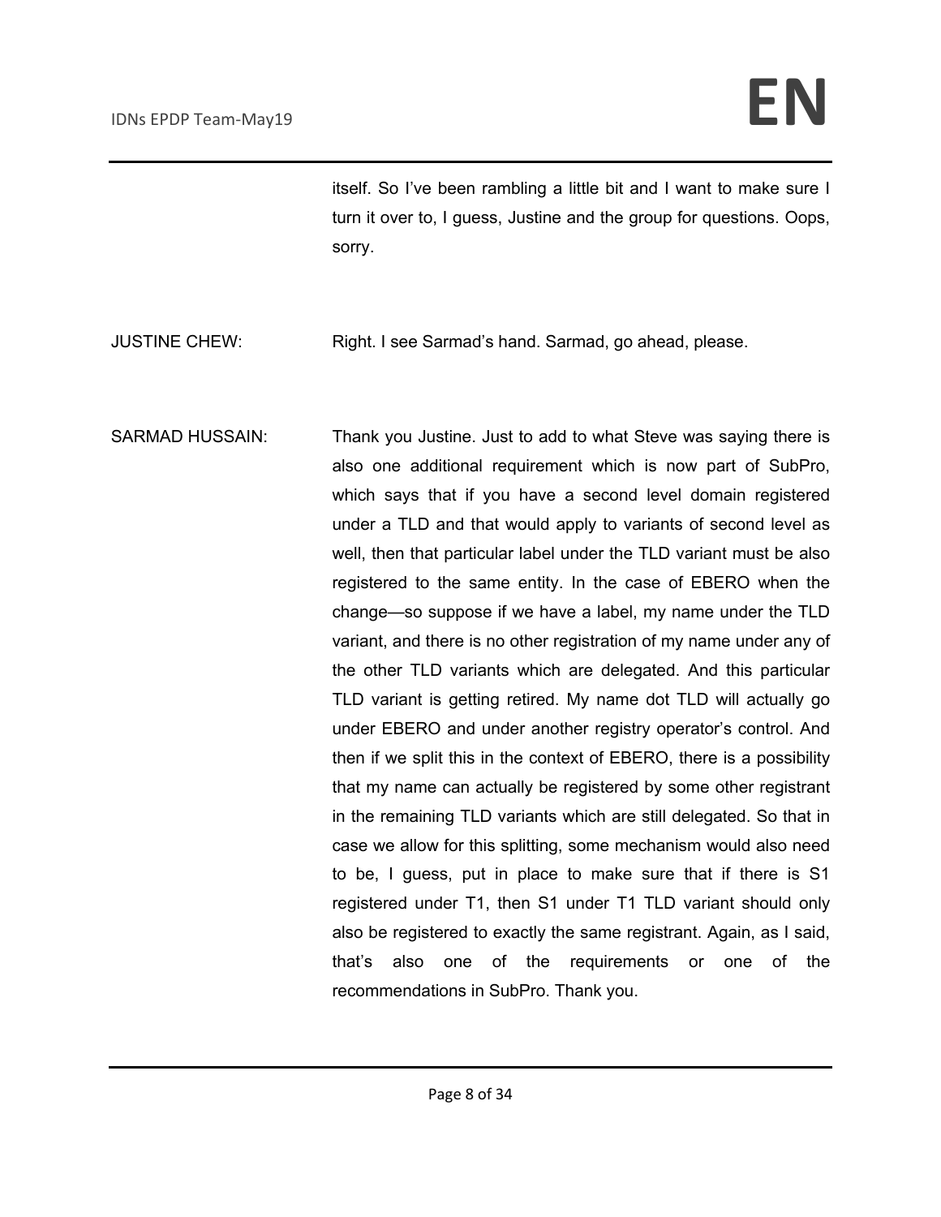itself. So I've been rambling a little bit and I want to make sure I turn it over to, I guess, Justine and the group for questions. Oops, sorry.

JUSTINE CHEW: Right. I see Sarmad's hand. Sarmad, go ahead, please.

SARMAD HUSSAIN: Thank you Justine. Just to add to what Steve was saying there is also one additional requirement which is now part of SubPro, which says that if you have a second level domain registered under a TLD and that would apply to variants of second level as well, then that particular label under the TLD variant must be also registered to the same entity. In the case of EBERO when the change—so suppose if we have a label, my name under the TLD variant, and there is no other registration of my name under any of the other TLD variants which are delegated. And this particular TLD variant is getting retired. My name dot TLD will actually go under EBERO and under another registry operator's control. And then if we split this in the context of EBERO, there is a possibility that my name can actually be registered by some other registrant in the remaining TLD variants which are still delegated. So that in case we allow for this splitting, some mechanism would also need to be, I guess, put in place to make sure that if there is S1 registered under T1, then S1 under T1 TLD variant should only also be registered to exactly the same registrant. Again, as I said, that's also one of the requirements or one of the recommendations in SubPro. Thank you.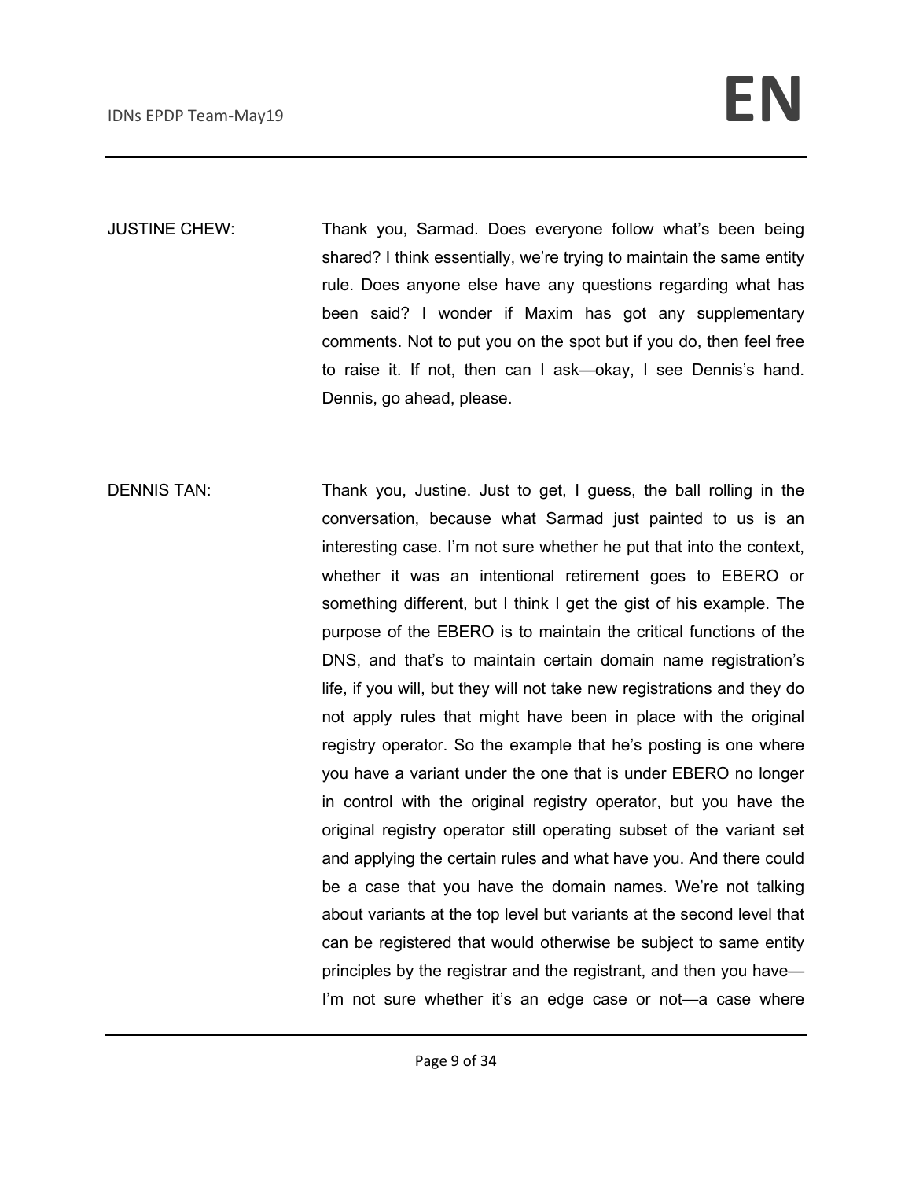JUSTINE CHEW: Thank you, Sarmad. Does everyone follow what's been being shared? I think essentially, we're trying to maintain the same entity rule. Does anyone else have any questions regarding what has been said? I wonder if Maxim has got any supplementary comments. Not to put you on the spot but if you do, then feel free to raise it. If not, then can I ask—okay, I see Dennis's hand. Dennis, go ahead, please.

DENNIS TAN: Thank you, Justine. Just to get, I guess, the ball rolling in the conversation, because what Sarmad just painted to us is an interesting case. I'm not sure whether he put that into the context, whether it was an intentional retirement goes to EBERO or something different, but I think I get the gist of his example. The purpose of the EBERO is to maintain the critical functions of the DNS, and that's to maintain certain domain name registration's life, if you will, but they will not take new registrations and they do not apply rules that might have been in place with the original registry operator. So the example that he's posting is one where you have a variant under the one that is under EBERO no longer in control with the original registry operator, but you have the original registry operator still operating subset of the variant set and applying the certain rules and what have you. And there could be a case that you have the domain names. We're not talking about variants at the top level but variants at the second level that can be registered that would otherwise be subject to same entity principles by the registrar and the registrant, and then you have—I'm not sure whether it's an edge case or not—a case where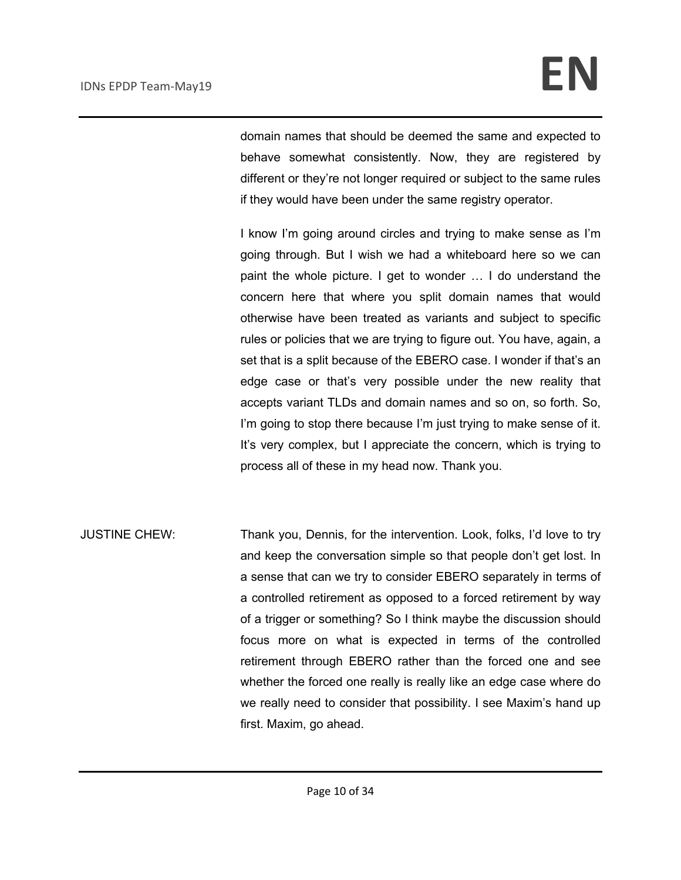domain names that should be deemed the same and expected to behave somewhat consistently. Now, they are registered by different or they're not longer required or subject to the same rules if they would have been under the same registry operator.

I know I'm going around circles and trying to make sense as I'm going through. But I wish we had a whiteboard here so we can paint the whole picture. I get to wonder … I do understand the concern here that where you split domain names that would otherwise have been treated as variants and subject to specific rules or policies that we are trying to figure out. You have, again, a set that is a split because of the EBERO case. I wonder if that's an edge case or that's very possible under the new reality that accepts variant TLDs and domain names and so on, so forth. So, I'm going to stop there because I'm just trying to make sense of it. It's very complex, but I appreciate the concern, which is trying to process all of these in my head now. Thank you.

JUSTINE CHEW: Thank you, Dennis, for the intervention. Look, folks, I'd love to try and keep the conversation simple so that people don't get lost. In a sense that can we try to consider EBERO separately in terms of a controlled retirement as opposed to a forced retirement by way of a trigger or something? So I think maybe the discussion should focus more on what is expected in terms of the controlled retirement through EBERO rather than the forced one and see whether the forced one really is really like an edge case where do we really need to consider that possibility. I see Maxim's hand up first. Maxim, go ahead.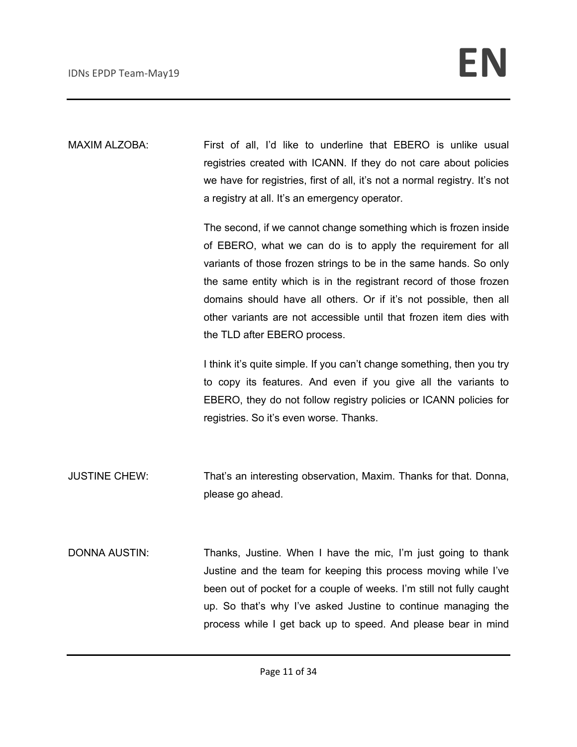MAXIM ALZOBA: First of all, I'd like to underline that EBERO is unlike usual registries created with ICANN. If they do not care about policies we have for registries, first of all, it's not a normal registry. It's not a registry at all. It's an emergency operator.

The second, if we cannot change something which is frozen inside of EBERO, what we can do is to apply the requirement for all variants of those frozen strings to be in the same hands. So only the same entity which is in the registrant record of those frozen domains should have all others. Or if it's not possible, then all other variants are not accessible until that frozen item dies with the TLD after EBERO process.

I think it's quite simple. If you can't change something, then you try to copy its features. And even if you give all the variants to EBERO, they do not follow registry policies or ICANN policies for registries. So it's even worse. Thanks.

JUSTINE CHEW: That's an interesting observation, Maxim. Thanks for that. Donna, please go ahead.

DONNA AUSTIN: Thanks, Justine. When I have the mic, I'm just going to thank Justine and the team for keeping this process moving while I've been out of pocket for a couple of weeks. I'm still not fully caught up. So that's why I've asked Justine to continue managing the process while I get back up to speed. And please bear in mind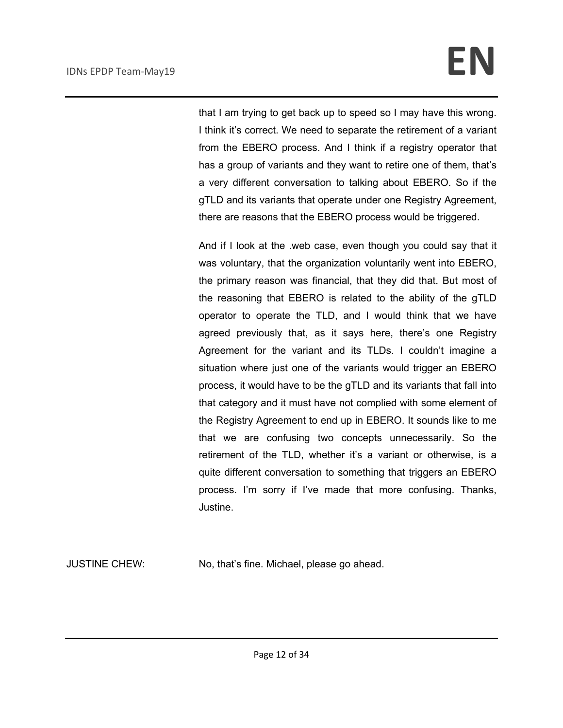that I am trying to get back up to speed so I may have this wrong. I think it's correct. We need to separate the retirement of a variant from the EBERO process. And I think if a registry operator that has a group of variants and they want to retire one of them, that's a very different conversation to talking about EBERO. So if the gTLD and its variants that operate under one Registry Agreement, there are reasons that the EBERO process would be triggered.

And if I look at the .web case, even though you could say that it was voluntary, that the organization voluntarily went into EBERO, the primary reason was financial, that they did that. But most of the reasoning that EBERO is related to the ability of the gTLD operator to operate the TLD, and I would think that we have agreed previously that, as it says here, there's one Registry Agreement for the variant and its TLDs. I couldn't imagine a situation where just one of the variants would trigger an EBERO process, it would have to be the gTLD and its variants that fall into that category and it must have not complied with some element of the Registry Agreement to end up in EBERO. It sounds like to me that we are confusing two concepts unnecessarily. So the retirement of the TLD, whether it's a variant or otherwise, is a quite different conversation to something that triggers an EBERO process. I'm sorry if I've made that more confusing. Thanks, Justine.

JUSTINE CHEW: No, that's fine. Michael, please go ahead.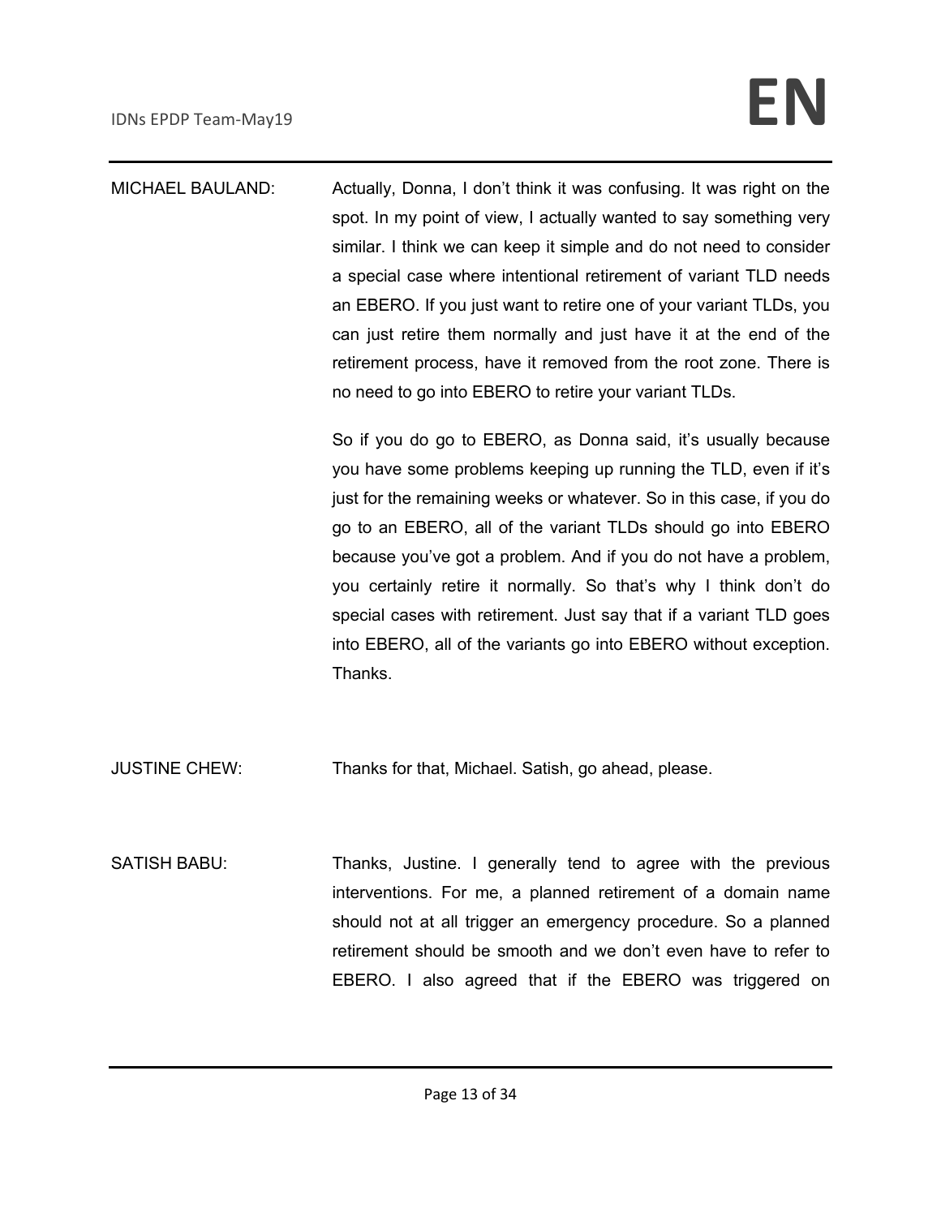MICHAEL BAULAND: Actually, Donna, I don't think it was confusing. It was right on the spot. In my point of view, I actually wanted to say something very similar. I think we can keep it simple and do not need to consider a special case where intentional retirement of variant TLD needs an EBERO. If you just want to retire one of your variant TLDs, you can just retire them normally and just have it at the end of the retirement process, have it removed from the root zone. There is no need to go into EBERO to retire your variant TLDs.

So if you do go to EBERO, as Donna said, it's usually because you have some problems keeping up running the TLD, even if it's just for the remaining weeks or whatever. So in this case, if you do go to an EBERO, all of the variant TLDs should go into EBERO because you've got a problem. And if you do not have a problem, you certainly retire it normally. So that's why I think don't do special cases with retirement. Just say that if a variant TLD goes into EBERO, all of the variants go into EBERO without exception. Thanks.

JUSTINE CHEW: Thanks for that, Michael. Satish, go ahead, please.

SATISH BABU: Thanks, Justine. I generally tend to agree with the previous interventions. For me, a planned retirement of a domain name should not at all trigger an emergency procedure. So a planned retirement should be smooth and we don't even have to refer to EBERO. I also agreed that if the EBERO was triggered on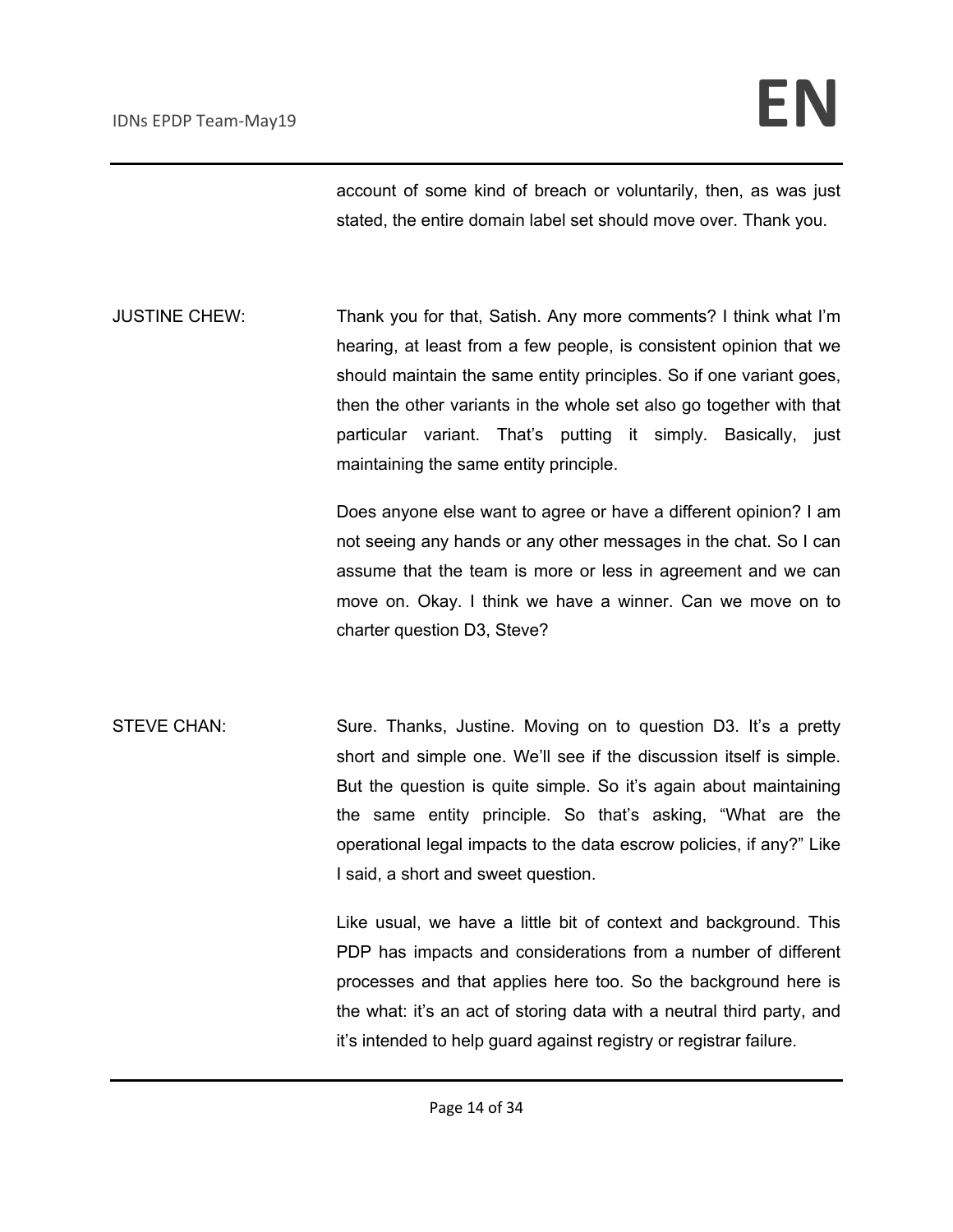account of some kind of breach or voluntarily, then, as was just stated, the entire domain label set should move over. Thank you.

JUSTINE CHEW: Thank you for that, Satish. Any more comments? I think what I'm hearing, at least from a few people, is consistent opinion that we should maintain the same entity principles. So if one variant goes, then the other variants in the whole set also go together with that particular variant. That's putting it simply. Basically, just maintaining the same entity principle.

Does anyone else want to agree or have a different opinion? I am not seeing any hands or any other messages in the chat. So I can assume that the team is more or less in agreement and we can move on. Okay. I think we have a winner. Can we move on to charter question D3, Steve?

STEVE CHAN: Sure. Thanks, Justine. Moving on to question D3. It's a pretty short and simple one. We'll see if the discussion itself is simple. But the question is quite simple. So it's again about maintaining the same entity principle. So that's asking, "What are the operational legal impacts to the data escrow policies, if any?" Like I said, a short and sweet question.

Like usual, we have a little bit of context and background. This PDP has impacts and considerations from a number of different processes and that applies here too. So the background here is the what: it's an act of storing data with a neutral third party, and it's intended to help guard against registry or registrar failure.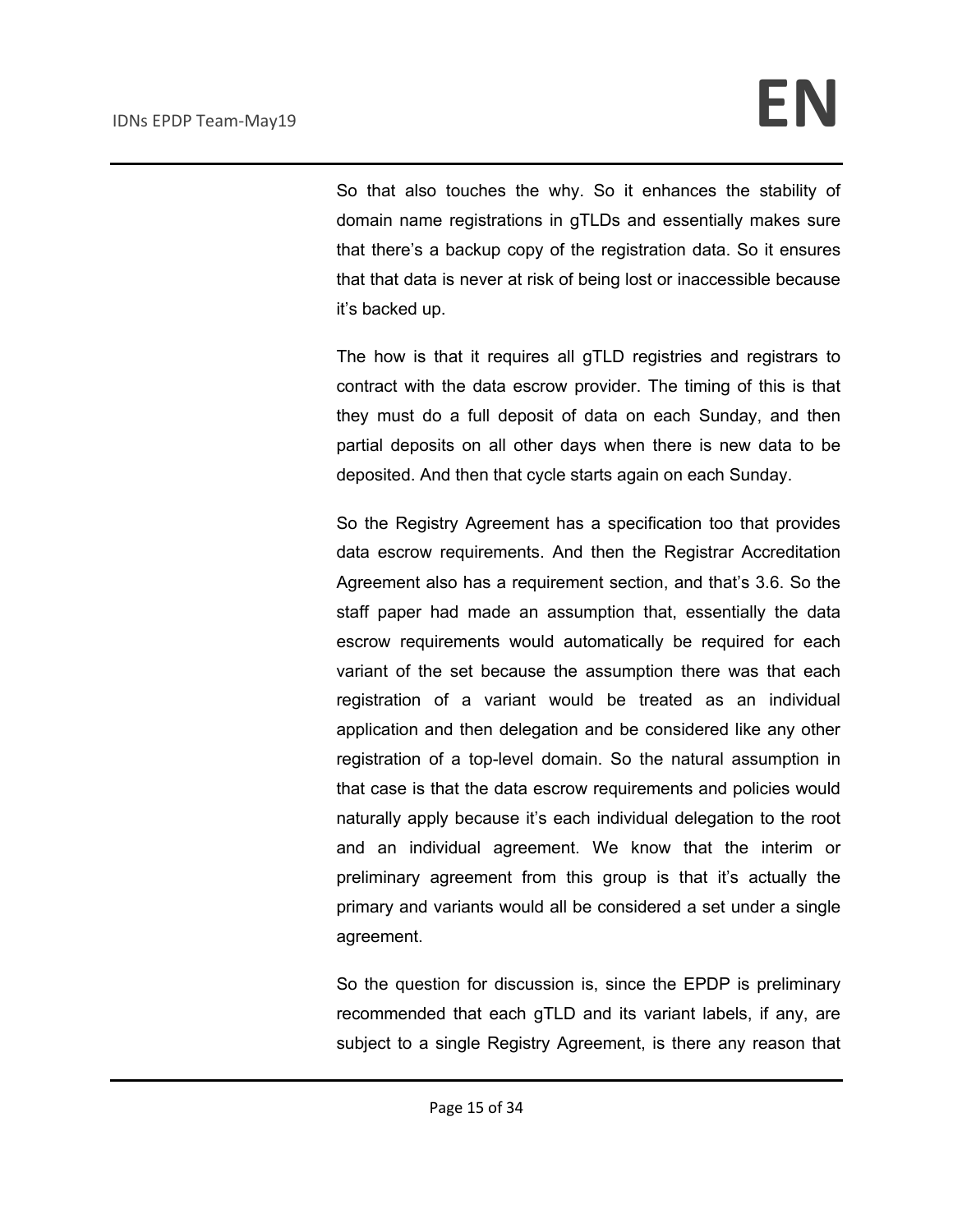So that also touches the why. So it enhances the stability of domain name registrations in gTLDs and essentially makes sure that there's a backup copy of the registration data. So it ensures that that data is never at risk of being lost or inaccessible because it's backed up.

The how is that it requires all gTLD registries and registrars to contract with the data escrow provider. The timing of this is that they must do a full deposit of data on each Sunday, and then partial deposits on all other days when there is new data to be deposited. And then that cycle starts again on each Sunday.

So the Registry Agreement has a specification too that provides data escrow requirements. And then the Registrar Accreditation Agreement also has a requirement section, and that's 3.6. So the staff paper had made an assumption that, essentially the data escrow requirements would automatically be required for each variant of the set because the assumption there was that each registration of a variant would be treated as an individual application and then delegation and be considered like any other registration of a top-level domain. So the natural assumption in that case is that the data escrow requirements and policies would naturally apply because it's each individual delegation to the root and an individual agreement. We know that the interim or preliminary agreement from this group is that it's actually the primary and variants would all be considered a set under a single agreement.

So the question for discussion is, since the EPDP is preliminary recommended that each gTLD and its variant labels, if any, are subject to a single Registry Agreement, is there any reason that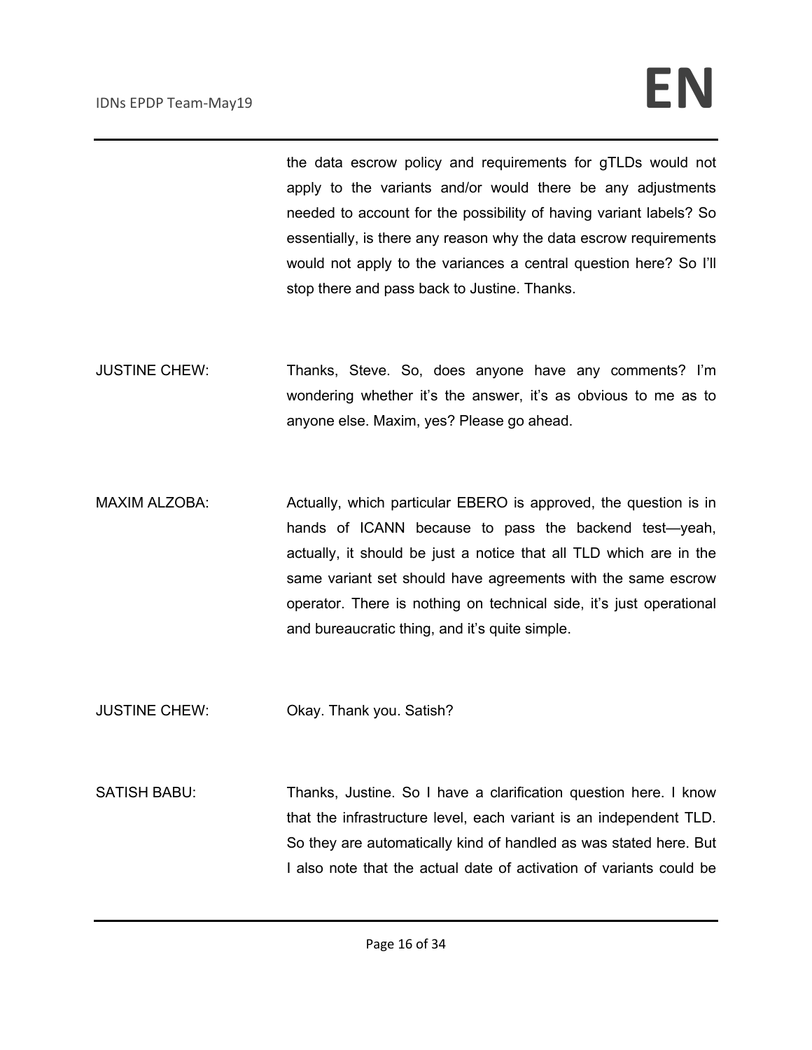the data escrow policy and requirements for gTLDs would not apply to the variants and/or would there be any adjustments needed to account for the possibility of having variant labels? So essentially, is there any reason why the data escrow requirements would not apply to the variances a central question here? So I'll stop there and pass back to Justine. Thanks.

JUSTINE CHEW: Thanks, Steve. So, does anyone have any comments? I'm wondering whether it's the answer, it's as obvious to me as to anyone else. Maxim, yes? Please go ahead.

MAXIM ALZOBA: Actually, which particular EBERO is approved, the question is in hands of ICANN because to pass the backend test—yeah, actually, it should be just a notice that all TLD which are in the same variant set should have agreements with the same escrow operator. There is nothing on technical side, it's just operational and bureaucratic thing, and it's quite simple.

JUSTINE CHEW: Okay. Thank you. Satish?

SATISH BABU: Thanks, Justine. So I have a clarification question here. I know that the infrastructure level, each variant is an independent TLD. So they are automatically kind of handled as was stated here. But I also note that the actual date of activation of variants could be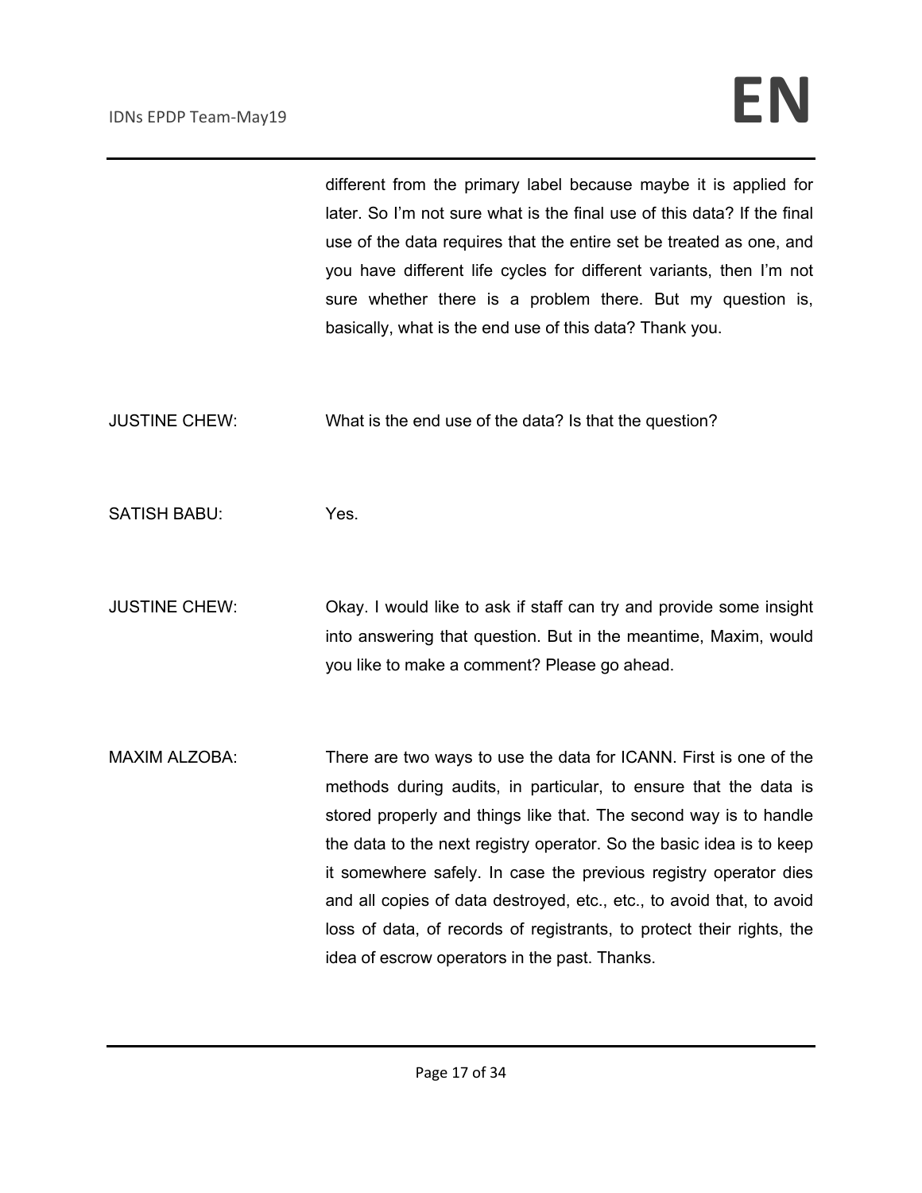different from the primary label because maybe it is applied for later. So I'm not sure what is the final use of this data? If the final use of the data requires that the entire set be treated as one, and you have different life cycles for different variants, then I'm not sure whether there is a problem there. But my question is, basically, what is the end use of this data? Thank you.

JUSTINE CHEW: What is the end use of the data? Is that the question?

SATISH BABU: Yes.

JUSTINE CHEW: Okay. I would like to ask if staff can try and provide some insight into answering that question. But in the meantime, Maxim, would you like to make a comment? Please go ahead.

MAXIM ALZOBA: There are two ways to use the data for ICANN. First is one of the methods during audits, in particular, to ensure that the data is stored properly and things like that. The second way is to handle the data to the next registry operator. So the basic idea is to keep it somewhere safely. In case the previous registry operator dies and all copies of data destroyed, etc., etc., to avoid that, to avoid loss of data, of records of registrants, to protect their rights, the idea of escrow operators in the past. Thanks.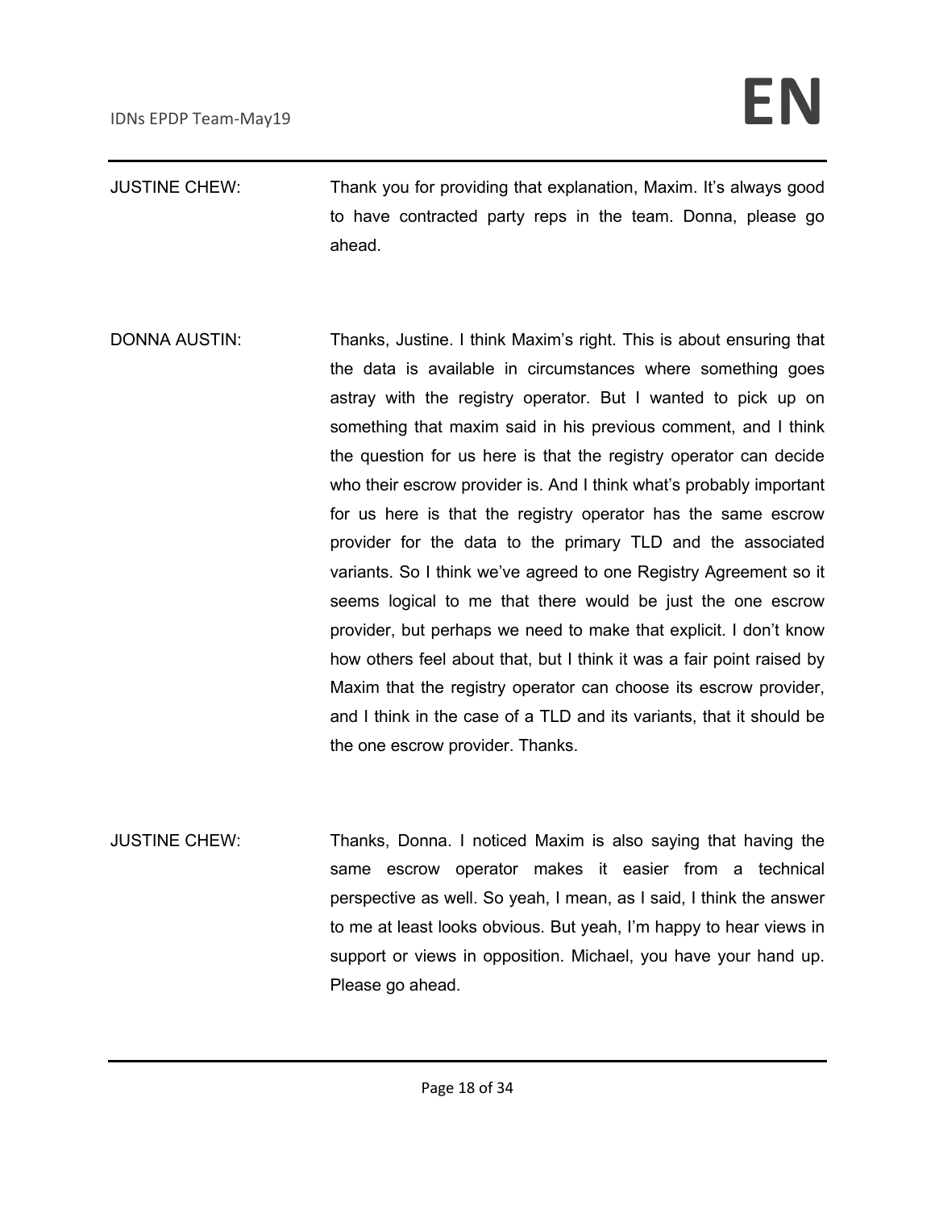JUSTINE CHEW: Thank you for providing that explanation, Maxim. It's always good to have contracted party reps in the team. Donna, please go ahead.

DONNA AUSTIN: Thanks, Justine. I think Maxim's right. This is about ensuring that the data is available in circumstances where something goes astray with the registry operator. But I wanted to pick up on something that maxim said in his previous comment, and I think the question for us here is that the registry operator can decide who their escrow provider is. And I think what's probably important for us here is that the registry operator has the same escrow provider for the data to the primary TLD and the associated variants. So I think we've agreed to one Registry Agreement so it seems logical to me that there would be just the one escrow provider, but perhaps we need to make that explicit. I don't know how others feel about that, but I think it was a fair point raised by Maxim that the registry operator can choose its escrow provider, and I think in the case of a TLD and its variants, that it should be the one escrow provider. Thanks.

JUSTINE CHEW: Thanks, Donna. I noticed Maxim is also saying that having the same escrow operator makes it easier from a technical perspective as well. So yeah, I mean, as I said, I think the answer to me at least looks obvious. But yeah, I'm happy to hear views in support or views in opposition. Michael, you have your hand up. Please go ahead.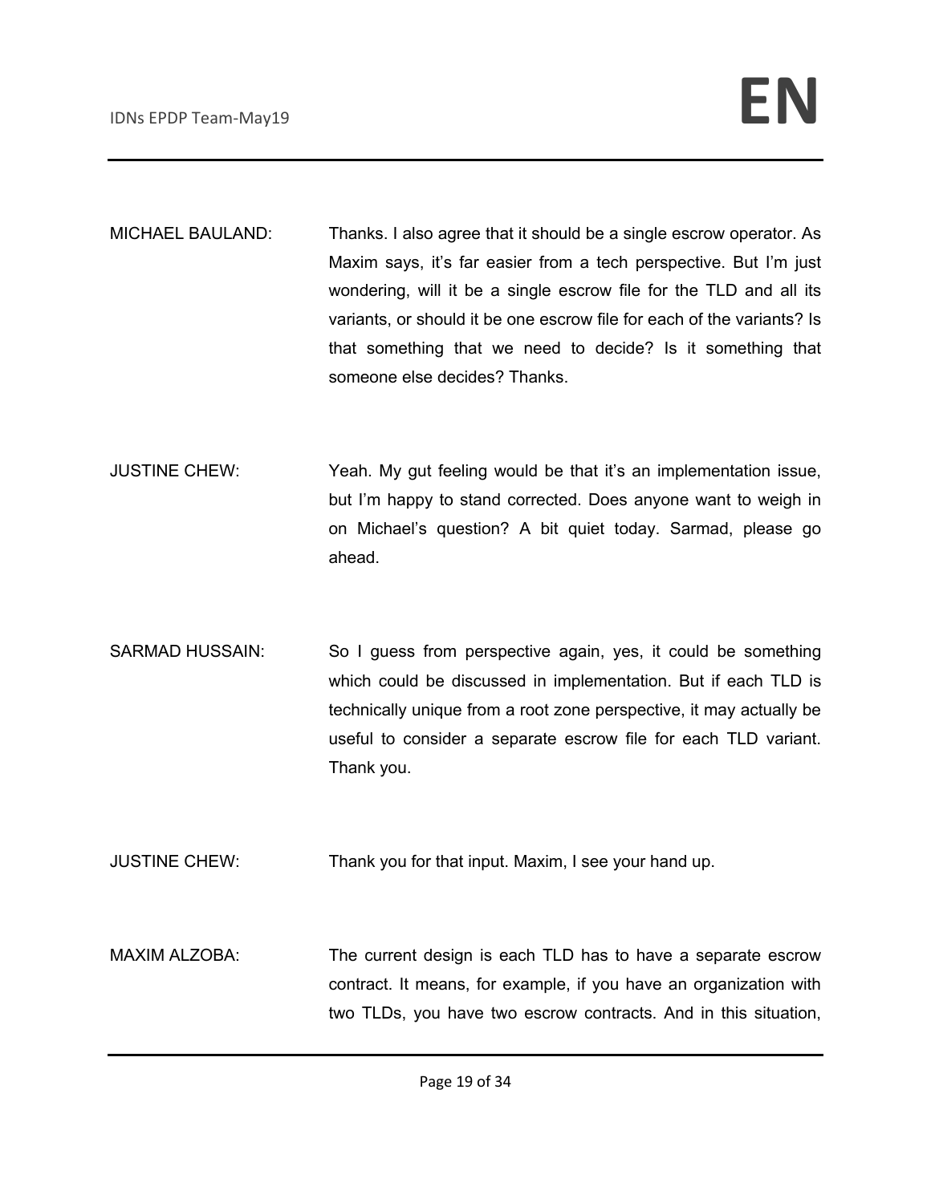MICHAEL BAULAND: Thanks. I also agree that it should be a single escrow operator. As Maxim says, it's far easier from a tech perspective. But I'm just wondering, will it be a single escrow file for the TLD and all its variants, or should it be one escrow file for each of the variants? Is that something that we need to decide? Is it something that someone else decides? Thanks.

JUSTINE CHEW: Yeah. My gut feeling would be that it's an implementation issue, but I'm happy to stand corrected. Does anyone want to weigh in on Michael's question? A bit quiet today. Sarmad, please go ahead.

SARMAD HUSSAIN: So I guess from perspective again, yes, it could be something which could be discussed in implementation. But if each TLD is technically unique from a root zone perspective, it may actually be useful to consider a separate escrow file for each TLD variant. Thank you.

JUSTINE CHEW: Thank you for that input. Maxim, I see your hand up.

MAXIM ALZOBA: The current design is each TLD has to have a separate escrow contract. It means, for example, if you have an organization with two TLDs, you have two escrow contracts. And in this situation,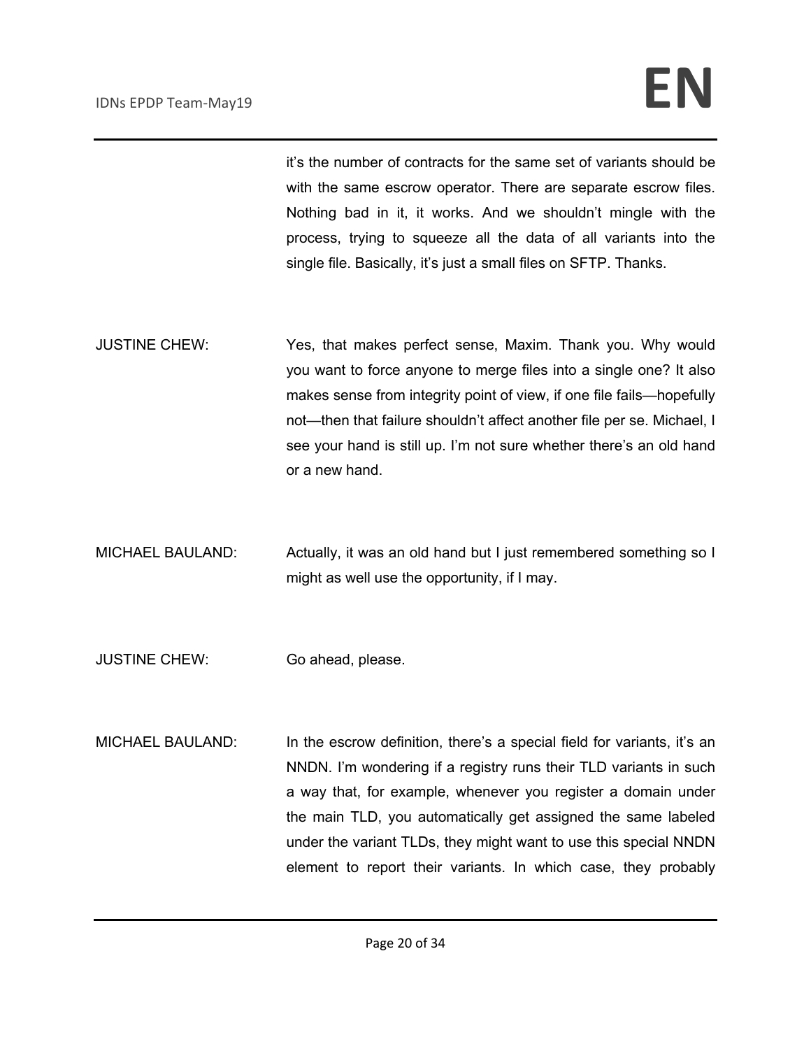it's the number of contracts for the same set of variants should be with the same escrow operator. There are separate escrow files. Nothing bad in it, it works. And we shouldn't mingle with the process, trying to squeeze all the data of all variants into the single file. Basically, it's just a small files on SFTP. Thanks.

JUSTINE CHEW: Yes, that makes perfect sense, Maxim. Thank you. Why would you want to force anyone to merge files into a single one? It also makes sense from integrity point of view, if one file fails—hopefully not—then that failure shouldn't affect another file per se. Michael, I see your hand is still up. I'm not sure whether there's an old hand or a new hand.

MICHAEL BAULAND: Actually, it was an old hand but I just remembered something so I might as well use the opportunity, if I may.

JUSTINE CHEW: Go ahead, please.

MICHAEL BAULAND: In the escrow definition, there's a special field for variants, it's an NNDN. I'm wondering if a registry runs their TLD variants in such a way that, for example, whenever you register a domain under the main TLD, you automatically get assigned the same labeled under the variant TLDs, they might want to use this special NNDN element to report their variants. In which case, they probably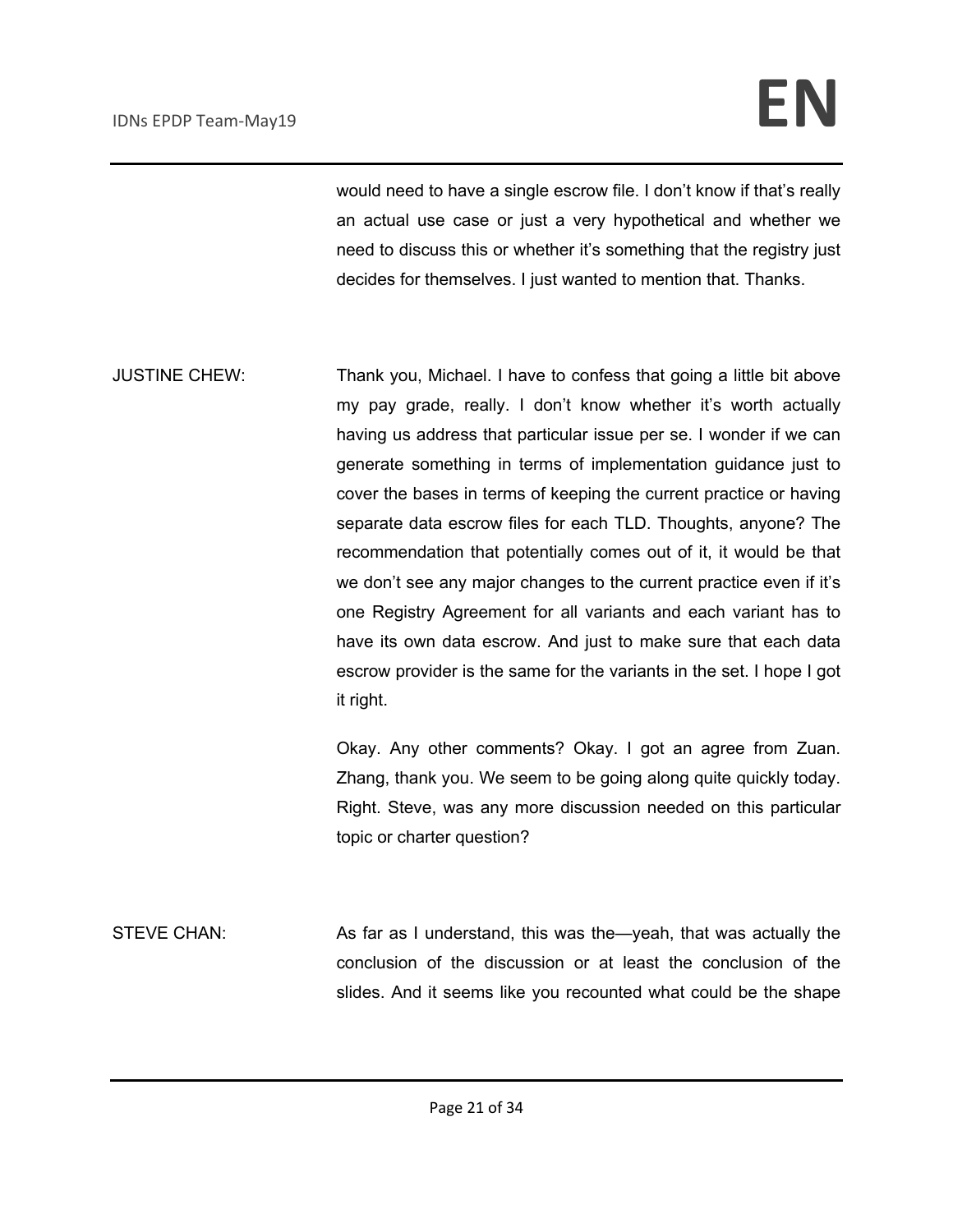would need to have a single escrow file. I don't know if that's really an actual use case or just a very hypothetical and whether we need to discuss this or whether it's something that the registry just decides for themselves. I just wanted to mention that. Thanks.

JUSTINE CHEW: Thank you, Michael. I have to confess that going a little bit above my pay grade, really. I don't know whether it's worth actually having us address that particular issue per se. I wonder if we can generate something in terms of implementation guidance just to cover the bases in terms of keeping the current practice or having separate data escrow files for each TLD. Thoughts, anyone? The recommendation that potentially comes out of it, it would be that we don't see any major changes to the current practice even if it's one Registry Agreement for all variants and each variant has to have its own data escrow. And just to make sure that each data escrow provider is the same for the variants in the set. I hope I got it right.

Okay. Any other comments? Okay. I got an agree from Zuan. Zhang, thank you. We seem to be going along quite quickly today. Right. Steve, was any more discussion needed on this particular topic or charter question?

STEVE CHAN: As far as I understand, this was the—yeah, that was actually the conclusion of the discussion or at least the conclusion of the slides. And it seems like you recounted what could be the shape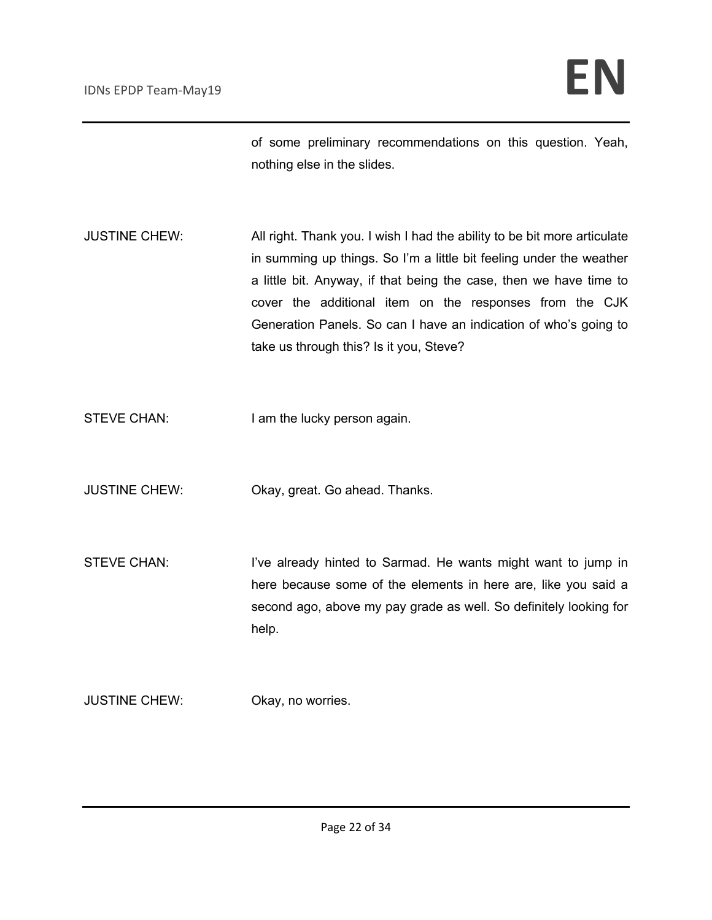of some preliminary recommendations on this question. Yeah, nothing else in the slides.

JUSTINE CHEW: All right. Thank you. I wish I had the ability to be bit more articulate in summing up things. So I'm a little bit feeling under the weather a little bit. Anyway, if that being the case, then we have time to cover the additional item on the responses from the CJK Generation Panels. So can I have an indication of who's going to take us through this? Is it you, Steve?

STEVE CHAN: I am the lucky person again.

JUSTINE CHEW: Okay, great. Go ahead. Thanks.

STEVE CHAN: I've already hinted to Sarmad. He wants might want to jump in here because some of the elements in here are, like you said a second ago, above my pay grade as well. So definitely looking for help.

JUSTINE CHEW: Okay, no worries.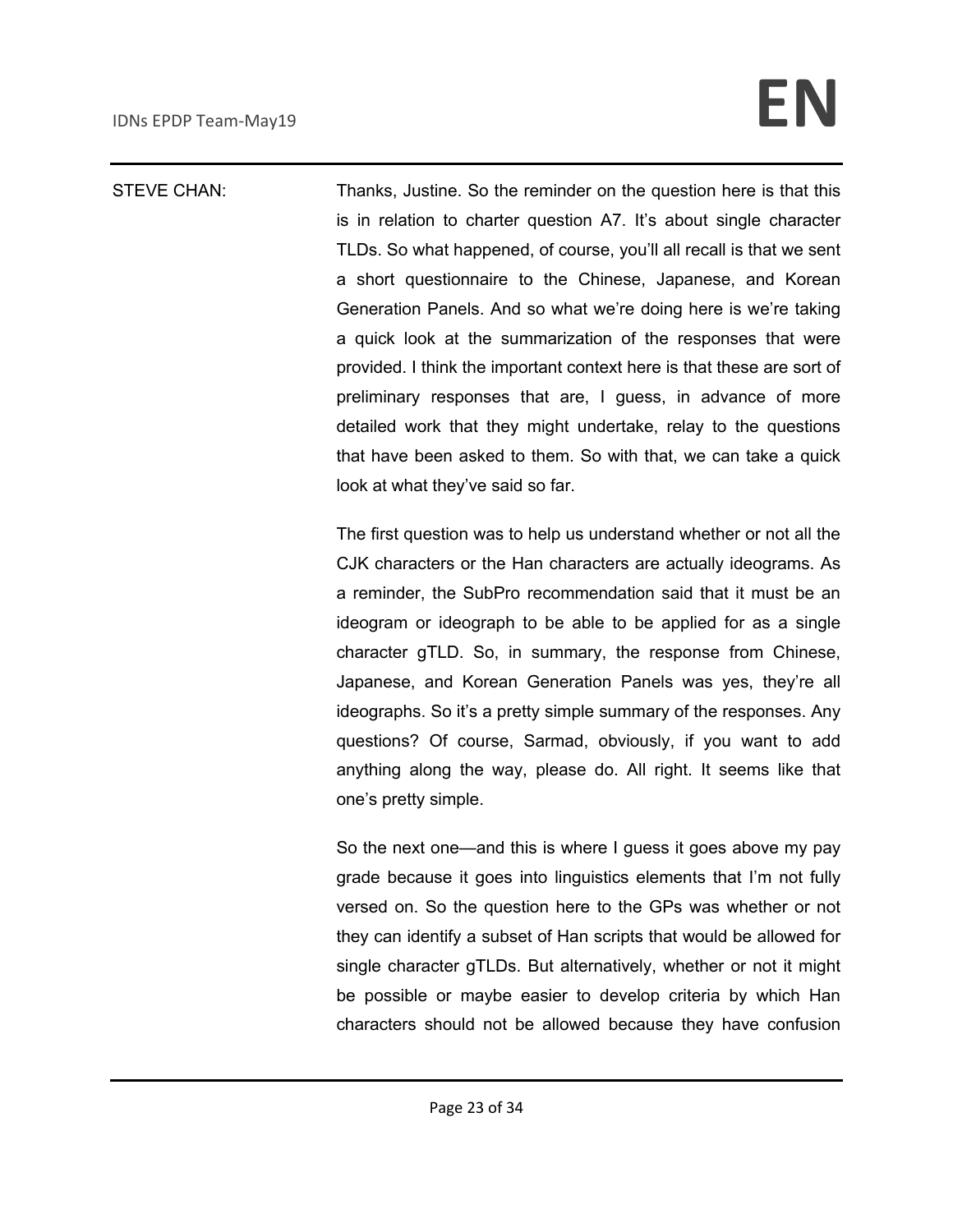STEVE CHAN: Thanks, Justine. So the reminder on the question here is that this is in relation to charter question A7. It's about single character TLDs. So what happened, of course, you'll all recall is that we sent a short questionnaire to the Chinese, Japanese, and Korean Generation Panels. And so what we're doing here is we're taking a quick look at the summarization of the responses that were provided. I think the important context here is that these are sort of preliminary responses that are, I guess, in advance of more detailed work that they might undertake, relay to the questions that have been asked to them. So with that, we can take a quick look at what they've said so far.

The first question was to help us understand whether or not all the CJK characters or the Han characters are actually ideograms. As a reminder, the SubPro recommendation said that it must be an ideogram or ideograph to be able to be applied for as a single character gTLD. So, in summary, the response from Chinese, Japanese, and Korean Generation Panels was yes, they're all ideographs. So it's a pretty simple summary of the responses. Any questions? Of course, Sarmad, obviously, if you want to add anything along the way, please do. All right. It seems like that one's pretty simple.

So the next one—and this is where I guess it goes above my pay grade because it goes into linguistics elements that I'm not fully versed on. So the question here to the GPs was whether or not they can identify a subset of Han scripts that would be allowed for single character gTLDs. But alternatively, whether or not it might be possible or maybe easier to develop criteria by which Han characters should not be allowed because they have confusion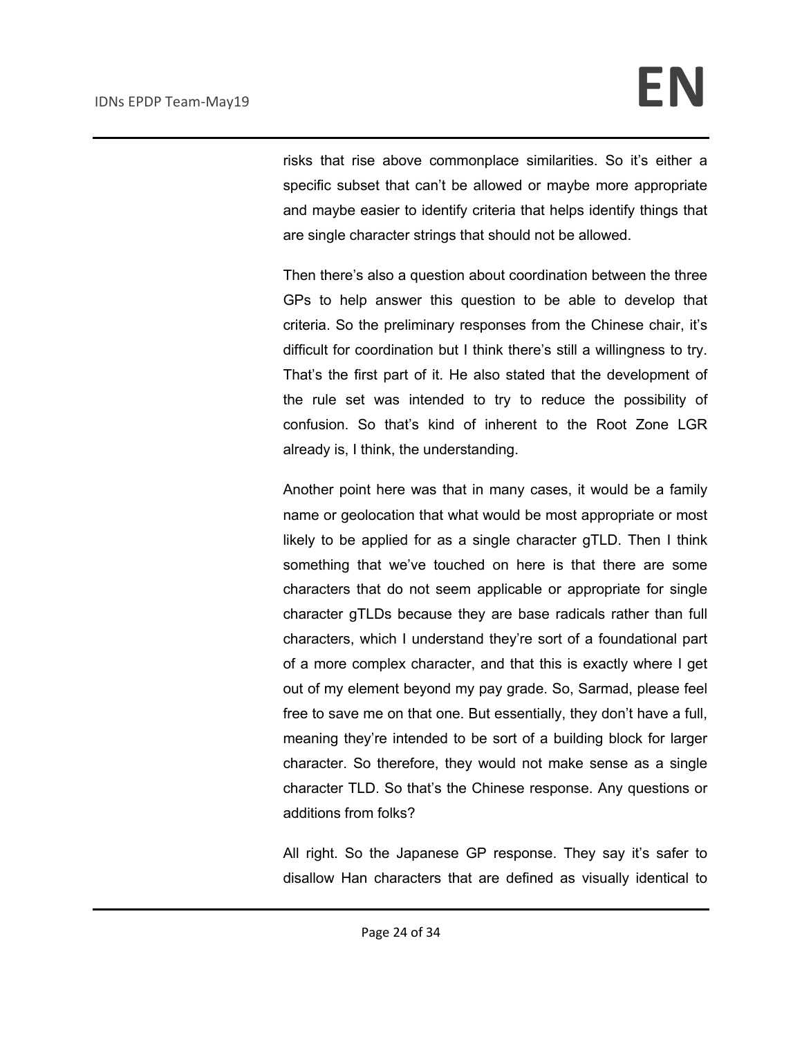risks that rise above commonplace similarities. So it's either a specific subset that can't be allowed or maybe more appropriate and maybe easier to identify criteria that helps identify things that are single character strings that should not be allowed.

Then there's also a question about coordination between the three GPs to help answer this question to be able to develop that criteria. So the preliminary responses from the Chinese chair, it's difficult for coordination but I think there's still a willingness to try. That's the first part of it. He also stated that the development of the rule set was intended to try to reduce the possibility of confusion. So that's kind of inherent to the Root Zone LGR already is, I think, the understanding.

Another point here was that in many cases, it would be a family name or geolocation that what would be most appropriate or most likely to be applied for as a single character gTLD. Then I think something that we've touched on here is that there are some characters that do not seem applicable or appropriate for single character gTLDs because they are base radicals rather than full characters, which I understand they're sort of a foundational part of a more complex character, and that this is exactly where I get out of my element beyond my pay grade. So, Sarmad, please feel free to save me on that one. But essentially, they don't have a full, meaning they're intended to be sort of a building block for larger character. So therefore, they would not make sense as a single character TLD. So that's the Chinese response. Any questions or additions from folks?

All right. So the Japanese GP response. They say it's safer to disallow Han characters that are defined as visually identical to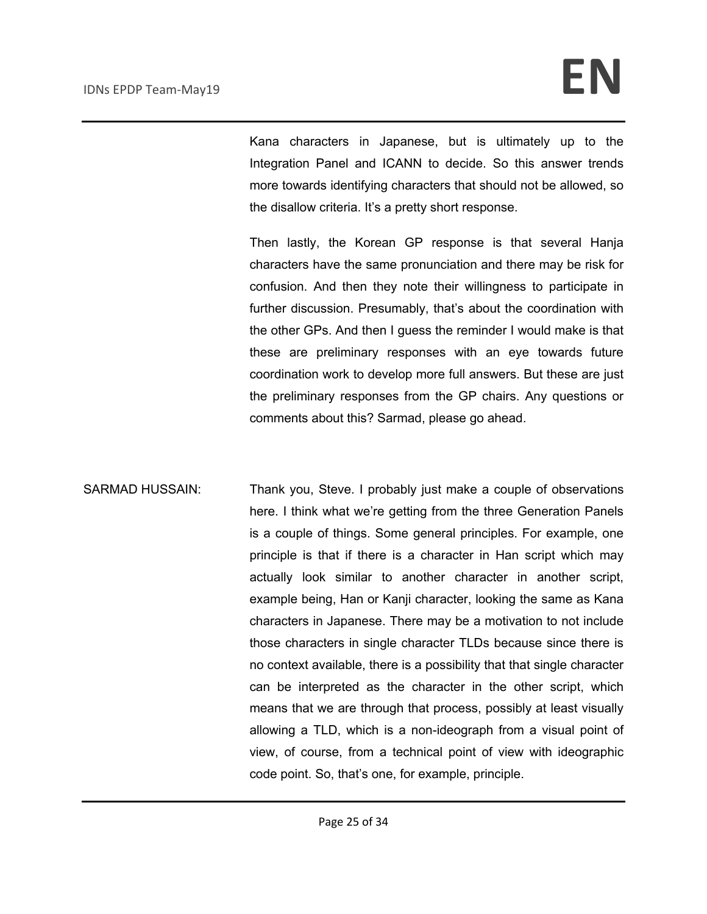Kana characters in Japanese, but is ultimately up to the Integration Panel and ICANN to decide. So this answer trends more towards identifying characters that should not be allowed, so the disallow criteria. It's a pretty short response.

Then lastly, the Korean GP response is that several Hanja characters have the same pronunciation and there may be risk for confusion. And then they note their willingness to participate in further discussion. Presumably, that's about the coordination with the other GPs. And then I guess the reminder I would make is that these are preliminary responses with an eye towards future coordination work to develop more full answers. But these are just the preliminary responses from the GP chairs. Any questions or comments about this? Sarmad, please go ahead.

SARMAD HUSSAIN: Thank you, Steve. I probably just make a couple of observations here. I think what we're getting from the three Generation Panels is a couple of things. Some general principles. For example, one principle is that if there is a character in Han script which may actually look similar to another character in another script, example being, Han or Kanji character, looking the same as Kana characters in Japanese. There may be a motivation to not include those characters in single character TLDs because since there is no context available, there is a possibility that that single character can be interpreted as the character in the other script, which means that we are through that process, possibly at least visually allowing a TLD, which is a non-ideograph from a visual point of view, of course, from a technical point of view with ideographic code point. So, that's one, for example, principle.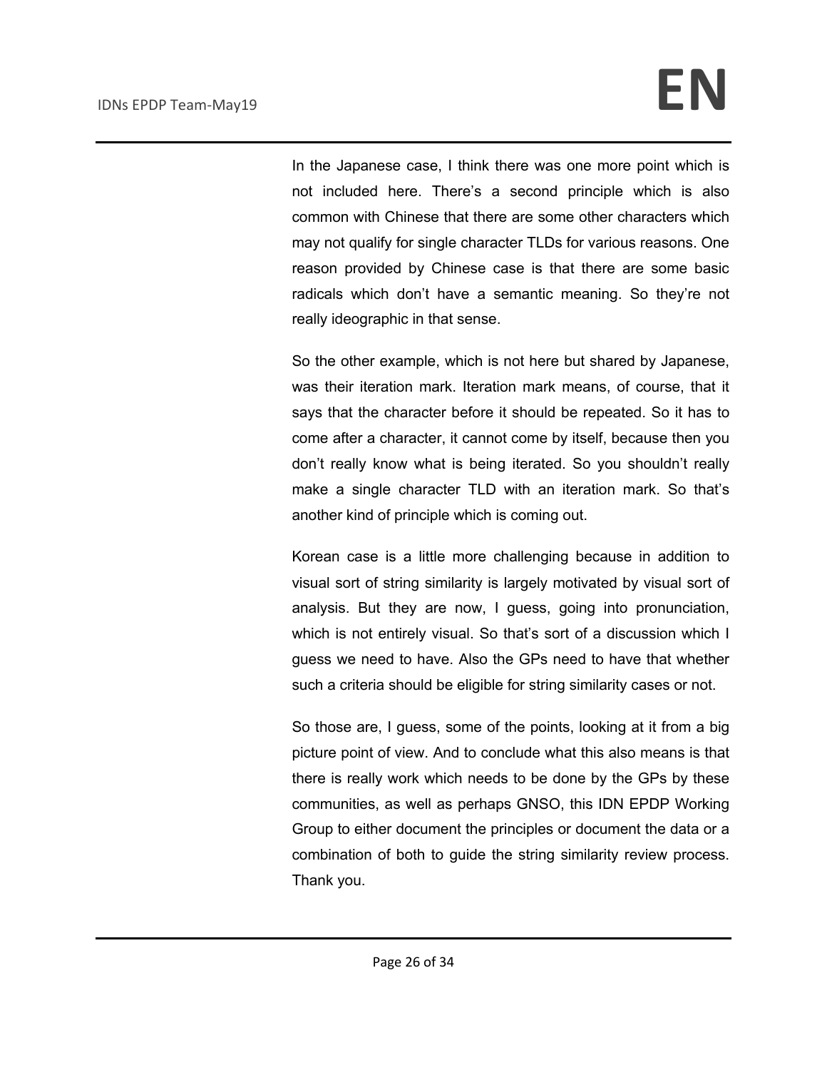In the Japanese case, I think there was one more point which is not included here. There's a second principle which is also common with Chinese that there are some other characters which may not qualify for single character TLDs for various reasons. One reason provided by Chinese case is that there are some basic radicals which don't have a semantic meaning. So they're not really ideographic in that sense.

So the other example, which is not here but shared by Japanese, was their iteration mark. Iteration mark means, of course, that it says that the character before it should be repeated. So it has to come after a character, it cannot come by itself, because then you don't really know what is being iterated. So you shouldn't really make a single character TLD with an iteration mark. So that's another kind of principle which is coming out.

Korean case is a little more challenging because in addition to visual sort of string similarity is largely motivated by visual sort of analysis. But they are now, I guess, going into pronunciation, which is not entirely visual. So that's sort of a discussion which I guess we need to have. Also the GPs need to have that whether such a criteria should be eligible for string similarity cases or not.

So those are, I guess, some of the points, looking at it from a big picture point of view. And to conclude what this also means is that there is really work which needs to be done by the GPs by these communities, as well as perhaps GNSO, this IDN EPDP Working Group to either document the principles or document the data or a combination of both to guide the string similarity review process. Thank you.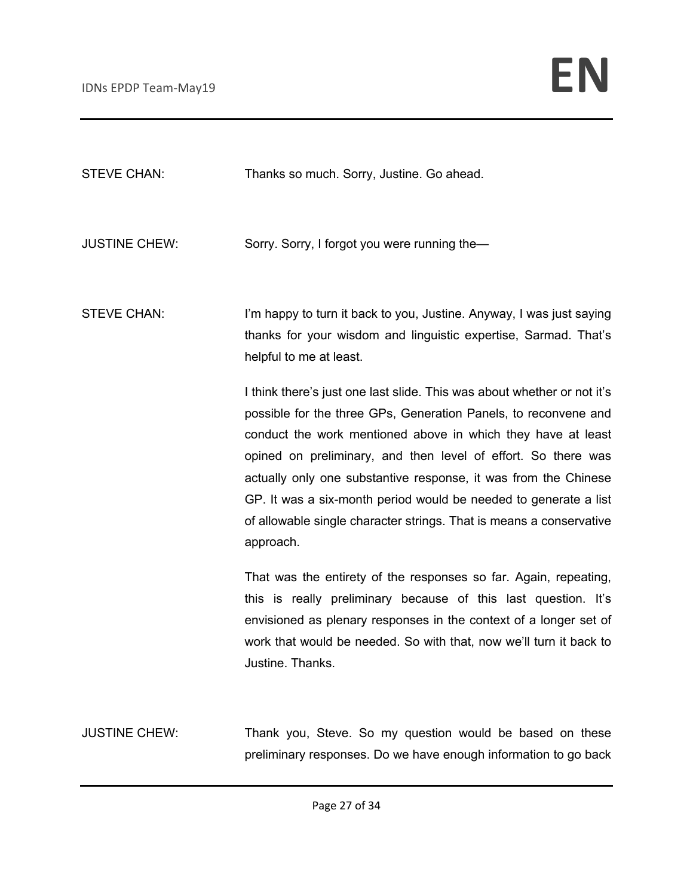STEVE CHAN: Thanks so much. Sorry, Justine. Go ahead.

JUSTINE CHEW: Sorry. Sorry, I forgot you were running the—

STEVE CHAN: I'm happy to turn it back to you, Justine. Anyway, I was just saying thanks for your wisdom and linguistic expertise, Sarmad. That's helpful to me at least.

I think there's just one last slide. This was about whether or not it's possible for the three GPs, Generation Panels, to reconvene and conduct the work mentioned above in which they have at least opined on preliminary, and then level of effort. So there was actually only one substantive response, it was from the Chinese GP. It was a six-month period would be needed to generate a list of allowable single character strings. That is means a conservative approach.

That was the entirety of the responses so far. Again, repeating, this is really preliminary because of this last question. It's envisioned as plenary responses in the context of a longer set of work that would be needed. So with that, now we'll turn it back to Justine. Thanks.

JUSTINE CHEW: Thank you, Steve. So my question would be based on these preliminary responses. Do we have enough information to go back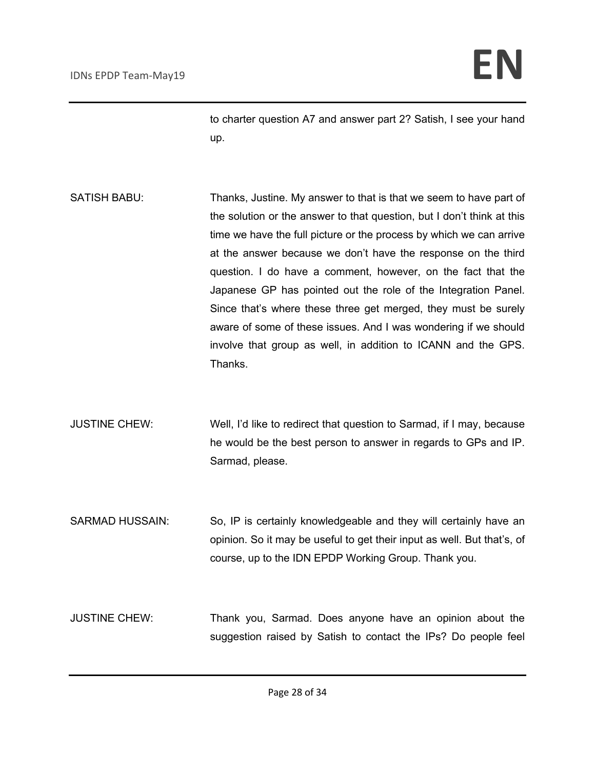to charter question A7 and answer part 2? Satish, I see your hand up.

SATISH BABU: Thanks, Justine. My answer to that is that we seem to have part of the solution or the answer to that question, but I don't think at this time we have the full picture or the process by which we can arrive at the answer because we don't have the response on the third question. I do have a comment, however, on the fact that the Japanese GP has pointed out the role of the Integration Panel. Since that's where these three get merged, they must be surely aware of some of these issues. And I was wondering if we should involve that group as well, in addition to ICANN and the GPS. Thanks.

JUSTINE CHEW: Well, I'd like to redirect that question to Sarmad, if I may, because he would be the best person to answer in regards to GPs and IP. Sarmad, please.

SARMAD HUSSAIN: So, IP is certainly knowledgeable and they will certainly have an opinion. So it may be useful to get their input as well. But that's, of course, up to the IDN EPDP Working Group. Thank you.

JUSTINE CHEW: Thank you, Sarmad. Does anyone have an opinion about the suggestion raised by Satish to contact the IPs? Do people feel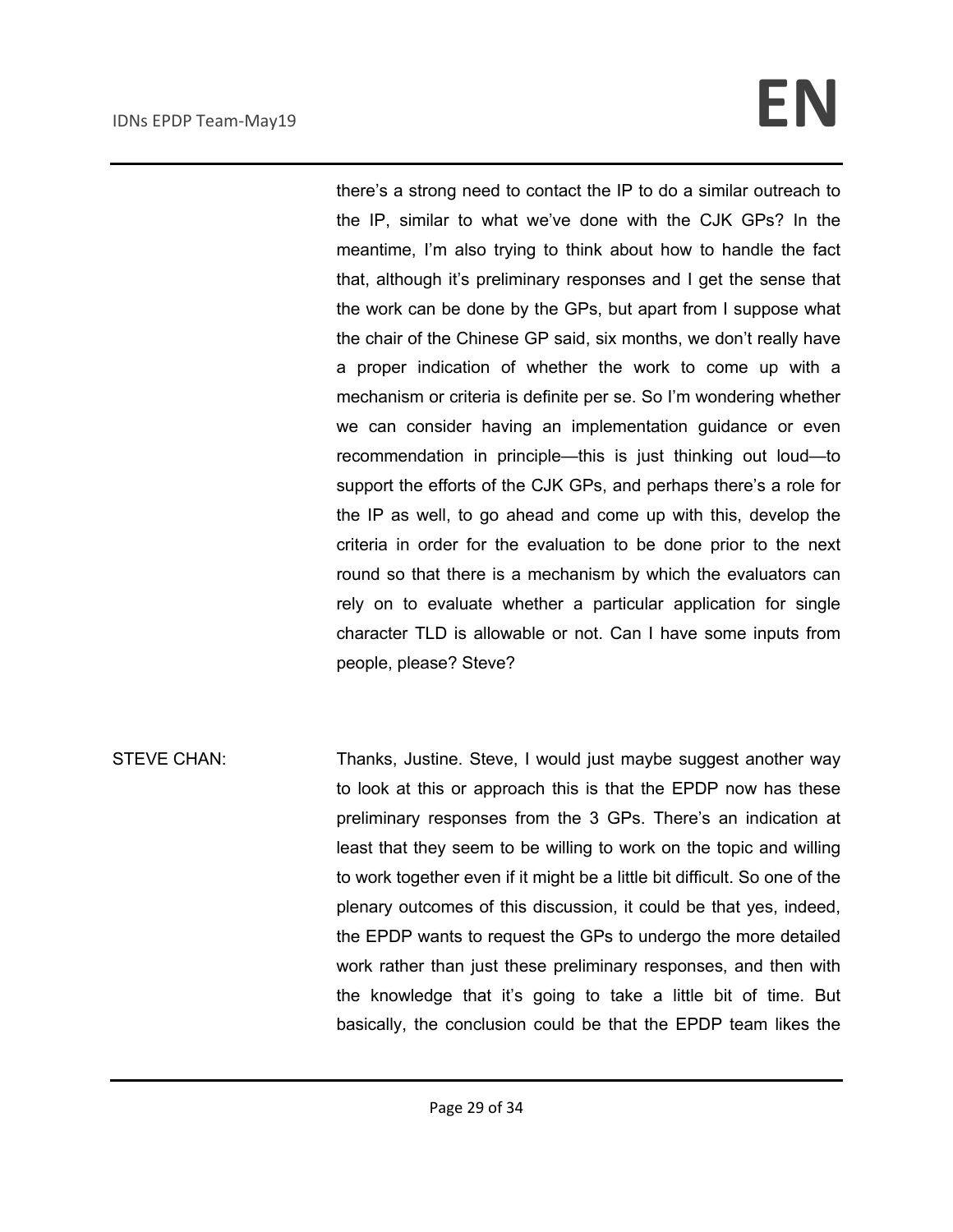there's a strong need to contact the IP to do a similar outreach to the IP, similar to what we've done with the CJK GPs? In the meantime, I'm also trying to think about how to handle the fact that, although it's preliminary responses and I get the sense that the work can be done by the GPs, but apart from I suppose what the chair of the Chinese GP said, six months, we don't really have a proper indication of whether the work to come up with a mechanism or criteria is definite per se. So I'm wondering whether we can consider having an implementation guidance or even recommendation in principle—this is just thinking out loud—to support the efforts of the CJK GPs, and perhaps there's a role for the IP as well, to go ahead and come up with this, develop the criteria in order for the evaluation to be done prior to the next round so that there is a mechanism by which the evaluators can rely on to evaluate whether a particular application for single character TLD is allowable or not. Can I have some inputs from people, please? Steve?

STEVE CHAN: Thanks, Justine. Steve, I would just maybe suggest another way to look at this or approach this is that the EPDP now has these preliminary responses from the 3 GPs. There's an indication at least that they seem to be willing to work on the topic and willing to work together even if it might be a little bit difficult. So one of the plenary outcomes of this discussion, it could be that yes, indeed, the EPDP wants to request the GPs to undergo the more detailed work rather than just these preliminary responses, and then with the knowledge that it's going to take a little bit of time. But basically, the conclusion could be that the EPDP team likes the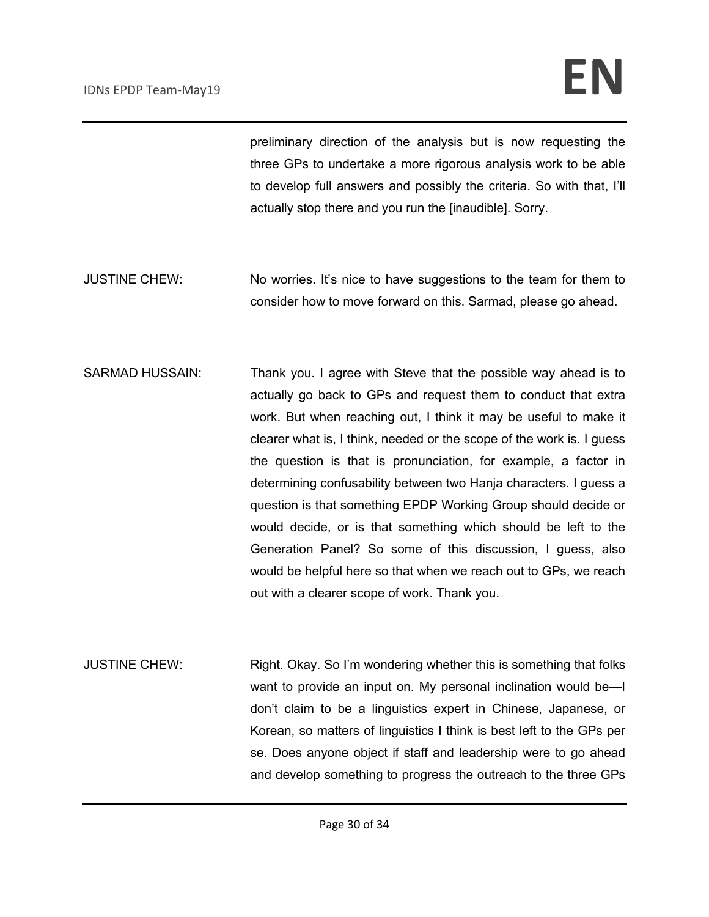preliminary direction of the analysis but is now requesting the three GPs to undertake a more rigorous analysis work to be able to develop full answers and possibly the criteria. So with that, I'll actually stop there and you run the [inaudible]. Sorry.

JUSTINE CHEW: No worries. It's nice to have suggestions to the team for them to consider how to move forward on this. Sarmad, please go ahead.

SARMAD HUSSAIN: Thank you. I agree with Steve that the possible way ahead is to actually go back to GPs and request them to conduct that extra work. But when reaching out, I think it may be useful to make it clearer what is, I think, needed or the scope of the work is. I guess the question is that is pronunciation, for example, a factor in determining confusability between two Hanja characters. I guess a question is that something EPDP Working Group should decide or would decide, or is that something which should be left to the Generation Panel? So some of this discussion, I guess, also would be helpful here so that when we reach out to GPs, we reach out with a clearer scope of work. Thank you.

JUSTINE CHEW: Right. Okay. So I'm wondering whether this is something that folks want to provide an input on. My personal inclination would be—I don't claim to be a linguistics expert in Chinese, Japanese, or Korean, so matters of linguistics I think is best left to the GPs per se. Does anyone object if staff and leadership were to go ahead and develop something to progress the outreach to the three GPs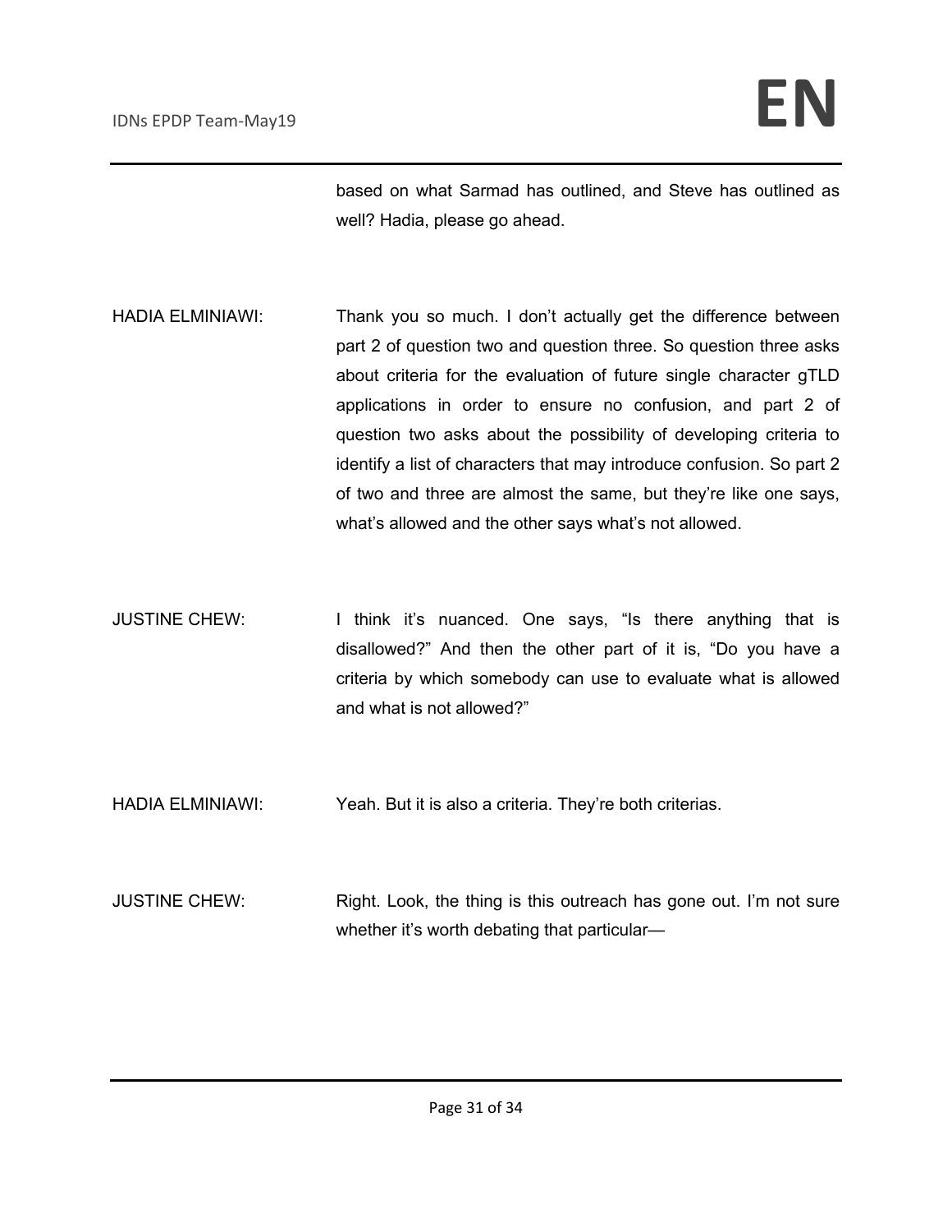based on what Sarmad has outlined, and Steve has outlined as well? Hadia, please go ahead.

HADIA ELMINIAWI: Thank you so much. I don't actually get the difference between part 2 of question two and question three. So question three asks about criteria for the evaluation of future single character gTLD applications in order to ensure no confusion, and part 2 of question two asks about the possibility of developing criteria to identify a list of characters that may introduce confusion. So part 2 of two and three are almost the same, but they're like one says, what's allowed and the other says what's not allowed.

JUSTINE CHEW: I think it's nuanced. One says, "Is there anything that is disallowed?" And then the other part of it is, "Do you have a criteria by which somebody can use to evaluate what is allowed and what is not allowed?"

HADIA ELMINIAWI: Yeah. But it is also a criteria. They're both criterias.

JUSTINE CHEW: Right. Look, the thing is this outreach has gone out. I'm not sure whether it's worth debating that particular—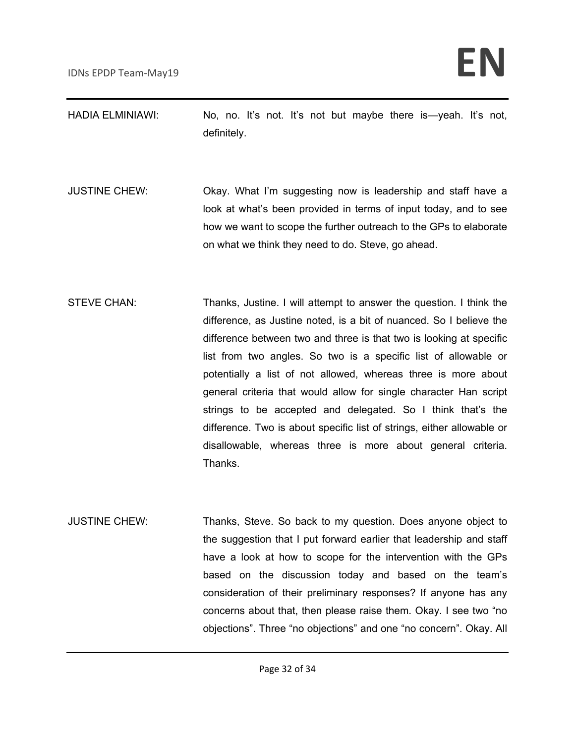HADIA ELMINIAWI: No, no. It's not. It's not but maybe there is—yeah. It's not, definitely.

JUSTINE CHEW: Okay. What I'm suggesting now is leadership and staff have a look at what's been provided in terms of input today, and to see how we want to scope the further outreach to the GPs to elaborate on what we think they need to do. Steve, go ahead.

STEVE CHAN: Thanks, Justine. I will attempt to answer the question. I think the difference, as Justine noted, is a bit of nuanced. So I believe the difference between two and three is that two is looking at specific list from two angles. So two is a specific list of allowable or potentially a list of not allowed, whereas three is more about general criteria that would allow for single character Han script strings to be accepted and delegated. So I think that's the difference. Two is about specific list of strings, either allowable or disallowable, whereas three is more about general criteria. Thanks.

JUSTINE CHEW: Thanks, Steve. So back to my question. Does anyone object to the suggestion that I put forward earlier that leadership and staff have a look at how to scope for the intervention with the GPs based on the discussion today and based on the team's consideration of their preliminary responses? If anyone has any concerns about that, then please raise them. Okay. I see two "no objections". Three "no objections" and one "no concern". Okay. All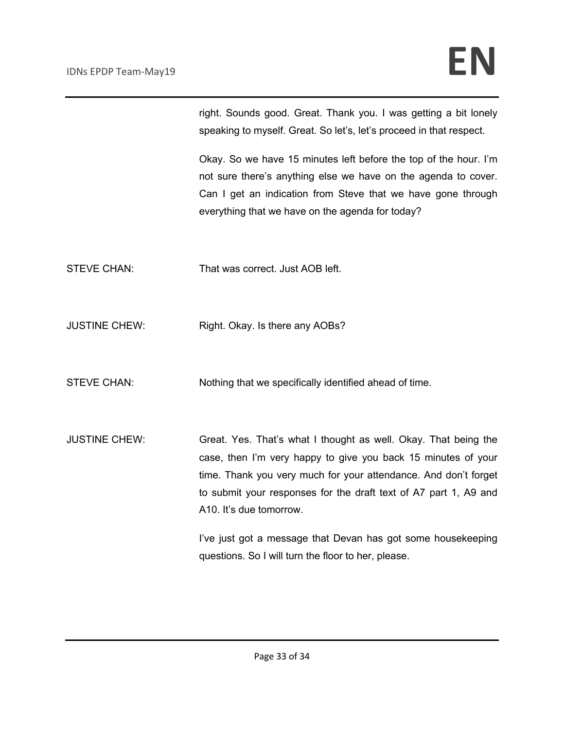right. Sounds good. Great. Thank you. I was getting a bit lonely speaking to myself. Great. So let's, let's proceed in that respect.

Okay. So we have 15 minutes left before the top of the hour. I'm not sure there's anything else we have on the agenda to cover. Can I get an indication from Steve that we have gone through everything that we have on the agenda for today?

STEVE CHAN: That was correct. Just AOB left.

JUSTINE CHEW: Right. Okay. Is there any AOBs?

STEVE CHAN: Nothing that we specifically identified ahead of time.

JUSTINE CHEW: Great. Yes. That's what I thought as well. Okay. That being the case, then I'm very happy to give you back 15 minutes of your time. Thank you very much for your attendance. And don't forget to submit your responses for the draft text of A7 part 1, A9 and A10. It's due tomorrow.

I've just got a message that Devan has got some housekeeping questions. So I will turn the floor to her, please.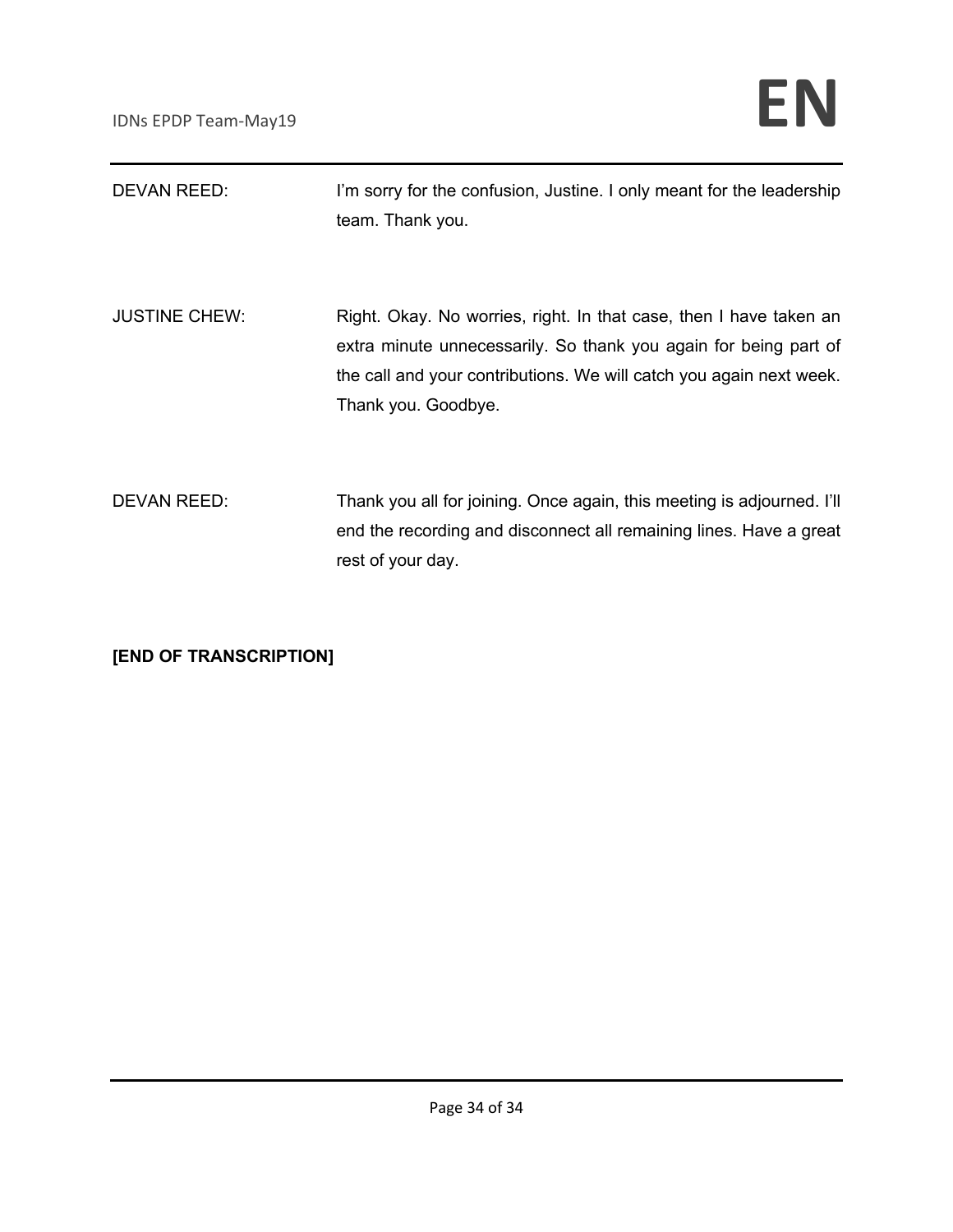DEVAN REED: I'm sorry for the confusion, Justine. I only meant for the leadership team. Thank you.

JUSTINE CHEW: Right. Okay. No worries, right. In that case, then I have taken an extra minute unnecessarily. So thank you again for being part of the call and your contributions. We will catch you again next week. Thank you. Goodbye.

DEVAN REED: Thank you all for joining. Once again, this meeting is adjourned. I'll end the recording and disconnect all remaining lines. Have a great rest of your day.

**[END OF TRANSCRIPTION]**